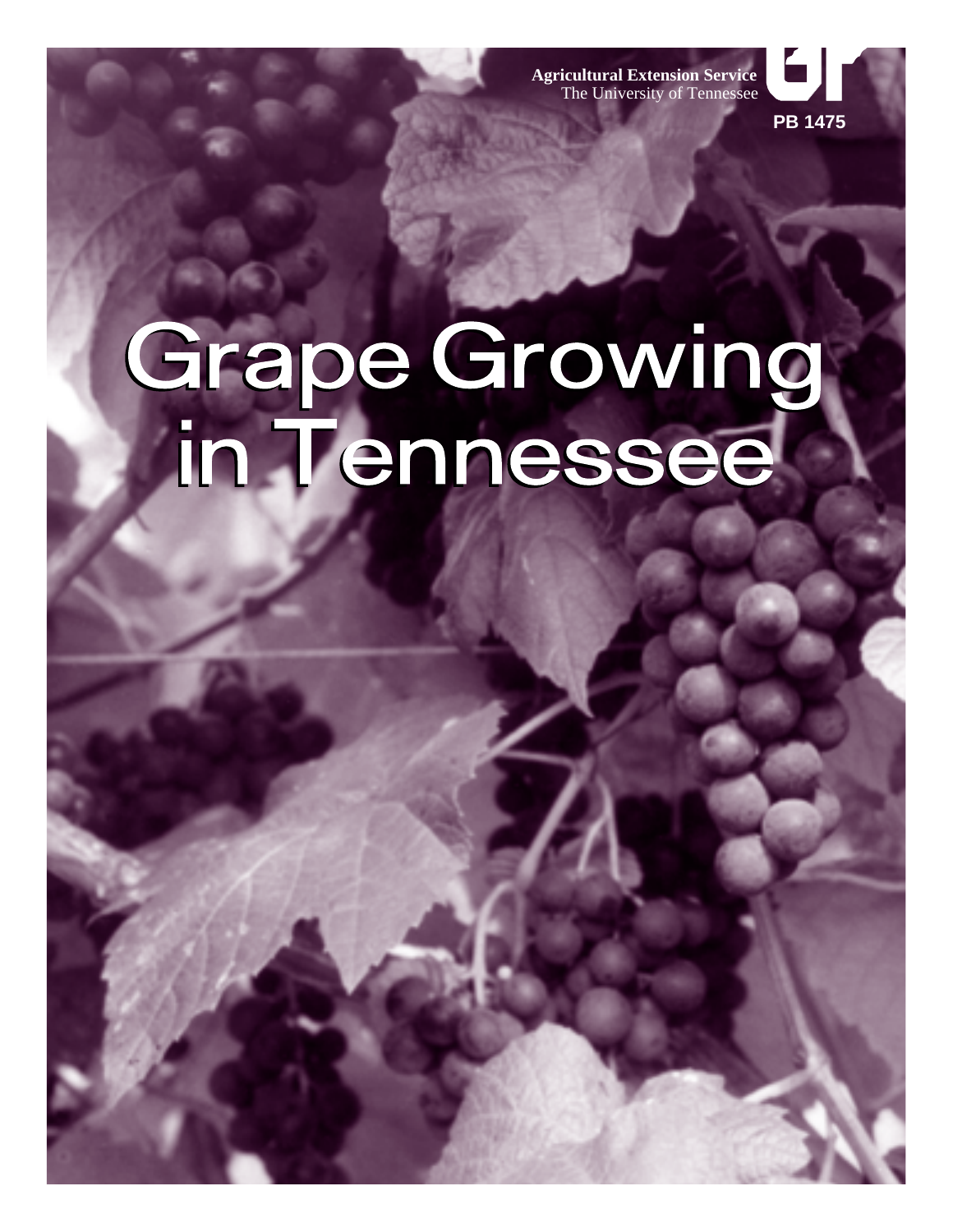Agricultural Extension Service
The University of Tennessee

PB 1475

# Grape Growing in Tennessee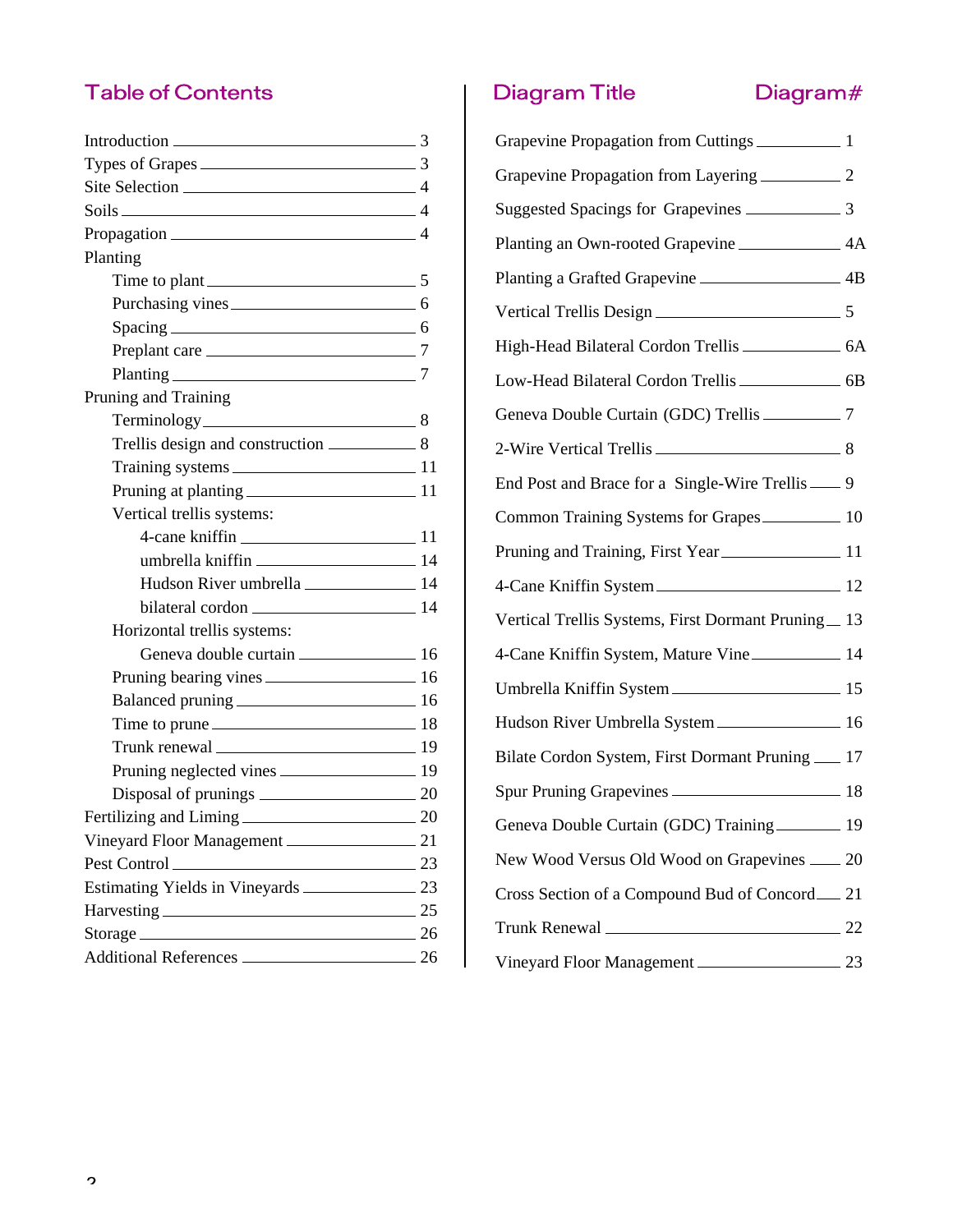## Table of Contents

| | |
|---|---|
| Introduction | 3 |
| Types of Grapes | 3 |
| Site Selection | 4 |
| Soils | 4 |
| Propagation | 4 |
| Planting | |
| Time to plant | 5 |
| Purchasing vines | 6 |
| Spacing | 6 |
| Preplant care | 7 |
| Planting | 7 |
| Pruning and Training | |
| Terminology | 8 |
| Trellis design and construction | 8 |
| Training systems | 11 |
| Pruning at planting | 11 |
| Vertical trellis systems: | |
| 4-cane kniffin | 11 |
| umbrella kniffin | 14 |
| Hudson River umbrella | 14 |
| bilateral cordon | 14 |
| Horizontal trellis systems: | |
| Geneva double curtain | 16 |
| Pruning bearing vines | 16 |
| Balanced pruning | 16 |
| Time to prune | 18 |
| Trunk renewal | 19 |
| Pruning neglected vines | 19 |
| Disposal of prunings | 20 |
| Fertilizing and Liming | 20 |
| Vineyard Floor Management | 21 |
| Pest Control | 23 |
| Estimating Yields in Vineyards | 23 |
| Harvesting | 25 |
| Storage | 26 |
| Additional References | 26 |

| Diagram Title | Diagram# |
|---|---|
| Grapevine Propagation from Cuttings | 1 |
| Grapevine Propagation from Layering | 2 |
| Suggested Spacings for Grapevines | 3 |
| Planting an Own-rooted Grapevine | 4A |
| Planting a Grafted Grapevine | 4B |
| Vertical Trellis Design | 5 |
| High-Head Bilateral Cordon Trellis | 6A |
| Low-Head Bilateral Cordon Trellis | 6B |
| Geneva Double Curtain (GDC) Trellis | 7 |
| 2-Wire Vertical Trellis | 8 |
| End Post and Brace for a Single-Wire Trellis | 9 |
| Common Training Systems for Grapes | 10 |
| Pruning and Training, First Year | 11 |
| 4-Cane Kniffin System | 12 |
| Vertical Trellis Systems, First Dormant Pruning | 13 |
| 4-Cane Kniffin System, Mature Vine | 14 |
| Umbrella Kniffin System | 15 |
| Hudson River Umbrella System | 16 |
| Bilate Cordon System, First Dormant Pruning | 17 |
| Spur Pruning Grapevines | 18 |
| Geneva Double Curtain (GDC) Training | 19 |
| New Wood Versus Old Wood on Grapevines | 20 |
| Cross Section of a Compound Bud of Concord | 21 |
| Trunk Renewal | 22 |
| Vineyard Floor Management | 23 |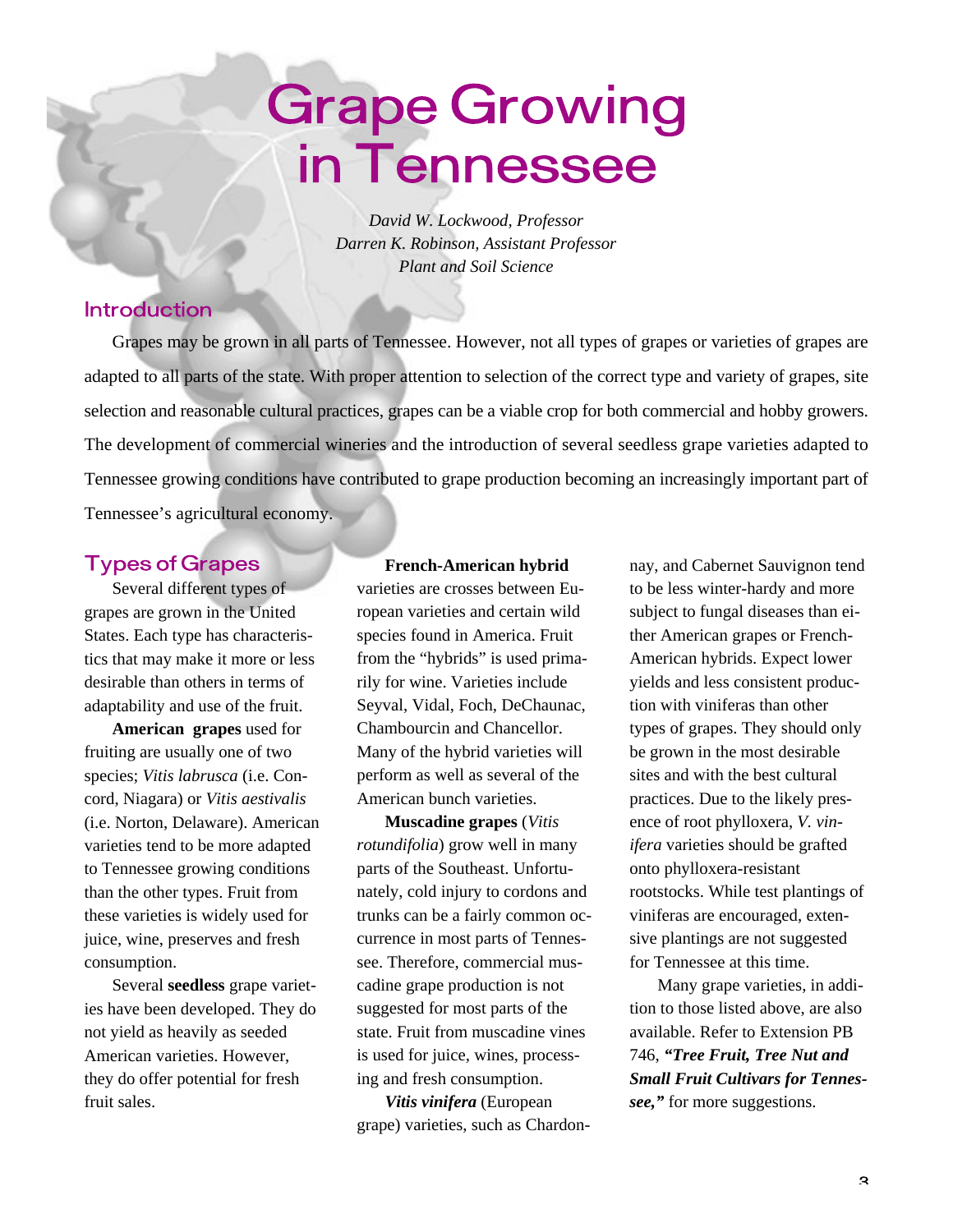# Grape Growing in Tennessee

*David W. Lockwood, Professor*
*Darren K. Robinson, Assistant Professor*
*Plant and Soil Science*

## Introduction

Grapes may be grown in all parts of Tennessee. However, not all types of grapes or varieties of grapes are adapted to all parts of the state. With proper attention to selection of the correct type and variety of grapes, site selection and reasonable cultural practices, grapes can be a viable crop for both commercial and hobby growers. The development of commercial wineries and the introduction of several seedless grape varieties adapted to Tennessee growing conditions have contributed to grape production becoming an increasingly important part of Tennessee's agricultural economy.

## Types of Grapes

Several different types of grapes are grown in the United States. Each type has characteristics that may make it more or less desirable than others in terms of adaptability and use of the fruit.

**American grapes** used for fruiting are usually one of two species; *Vitis labrusca* (i.e. Concord, Niagara) or *Vitis aestivalis* (i.e. Norton, Delaware). American varieties tend to be more adapted to Tennessee growing conditions than the other types. Fruit from these varieties is widely used for juice, wine, preserves and fresh consumption.

Several **seedless** grape varieties have been developed. They do not yield as heavily as seeded American varieties. However, they do offer potential for fresh fruit sales.

**French-American hybrid** varieties are crosses between European varieties and certain wild species found in America. Fruit from the "hybrids" is used primarily for wine. Varieties include Seyval, Vidal, Foch, DeChaunac, Chambourcin and Chancellor. Many of the hybrid varieties will perform as well as several of the American bunch varieties.

**Muscadine grapes** (*Vitis rotundifolia*) grow well in many parts of the Southeast. Unfortunately, cold injury to cordons and trunks can be a fairly common occurrence in most parts of Tennessee. Therefore, commercial muscadine grape production is not suggested for most parts of the state. Fruit from muscadine vines is used for juice, wines, processing and fresh consumption.

***Vitis vinifera*** (European grape) varieties, such as Chardonnay, and Cabernet Sauvignon tend to be less winter-hardy and more subject to fungal diseases than either American grapes or French-American hybrids. Expect lower yields and less consistent production with viniferas than other types of grapes. They should only be grown in the most desirable sites and with the best cultural practices. Due to the likely presence of root phylloxera, *V. vinifera* varieties should be grafted onto phylloxera-resistant rootstocks. While test plantings of viniferas are encouraged, extensive plantings are not suggested for Tennessee at this time.

Many grape varieties, in addition to those listed above, are also available. Refer to Extension PB 746, ***"Tree Fruit, Tree Nut and Small Fruit Cultivars for Tennessee,"*** for more suggestions.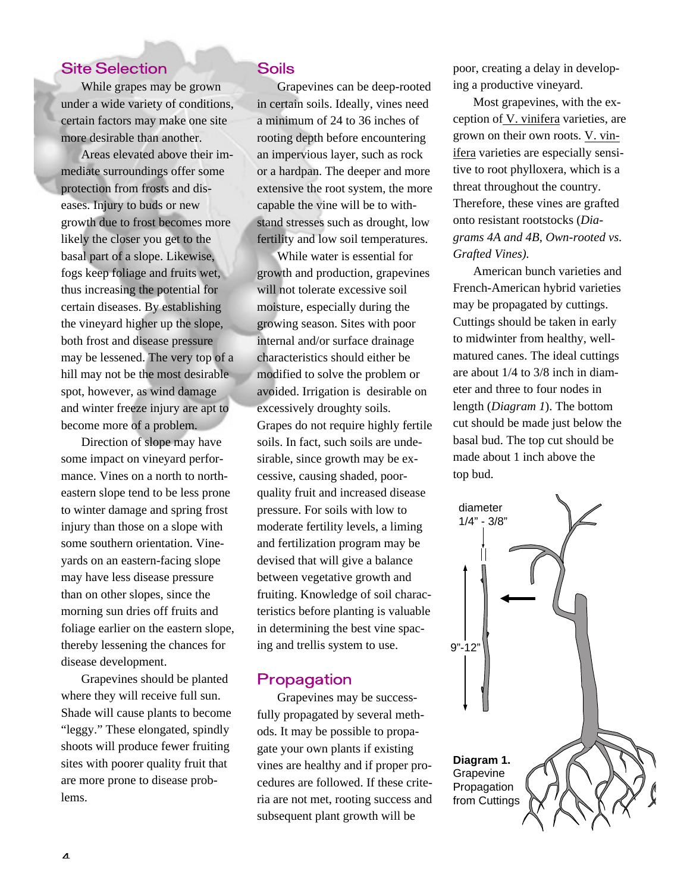## Site Selection

While grapes may be grown under a wide variety of conditions, certain factors may make one site more desirable than another.

Areas elevated above their immediate surroundings offer some protection from frosts and diseases. Injury to buds or new growth due to frost becomes more likely the closer you get to the basal part of a slope. Likewise, fogs keep foliage and fruits wet, thus increasing the potential for certain diseases. By establishing the vineyard higher up the slope, both frost and disease pressure may be lessened. The very top of a hill may not be the most desirable spot, however, as wind damage and winter freeze injury are apt to become more of a problem.

Direction of slope may have some impact on vineyard performance. Vines on a north to northeastern slope tend to be less prone to winter damage and spring frost injury than those on a slope with some southern orientation. Vineyards on an eastern-facing slope may have less disease pressure than on other slopes, since the morning sun dries off fruits and foliage earlier on the eastern slope, thereby lessening the chances for disease development.

Grapevines should be planted where they will receive full sun. Shade will cause plants to become "leggy." These elongated, spindly shoots will produce fewer fruiting sites with poorer quality fruit that are more prone to disease problems.

## Soils

Grapevines can be deep-rooted in certain soils. Ideally, vines need a minimum of 24 to 36 inches of rooting depth before encountering an impervious layer, such as rock or a hardpan. The deeper and more extensive the root system, the more capable the vine will be to withstand stresses such as drought, low fertility and low soil temperatures.

While water is essential for growth and production, grapevines will not tolerate excessive soil moisture, especially during the growing season. Sites with poor internal and/or surface drainage characteristics should either be modified to solve the problem or avoided. Irrigation is desirable on excessively droughty soils. Grapes do not require highly fertile soils. In fact, such soils are undesirable, since growth may be excessive, causing shaded, poor-quality fruit and increased disease pressure. For soils with low to moderate fertility levels, a liming and fertilization program may be devised that will give a balance between vegetative growth and fruiting. Knowledge of soil characteristics before planting is valuable in determining the best vine spacing and trellis system to use.

## Propagation

Grapevines may be successfully propagated by several methods. It may be possible to propagate your own plants if existing vines are healthy and if proper procedures are followed. If these criteria are not met, rooting success and subsequent plant growth will be poor, creating a delay in developing a productive vineyard.

Most grapevines, with the exception of V. vinifera varieties, are grown on their own roots. V. vinifera varieties are especially sensitive to root phylloxera, which is a threat throughout the country. Therefore, these vines are grafted onto resistant rootstocks (*Diagrams 4A and 4B, Own-rooted vs. Grafted Vines).*

American bunch varieties and French-American hybrid varieties may be propagated by cuttings. Cuttings should be taken in early to midwinter from healthy, well-matured canes. The ideal cuttings are about 1/4 to 3/8 inch in diameter and three to four nodes in length (*Diagram 1*). The bottom cut should be made just below the basal bud. The top cut should be made about 1 inch above the top bud.

diameter 1/4" - 3/8"

9"-12"

**Diagram 1.** Grapevine Propagation from Cuttings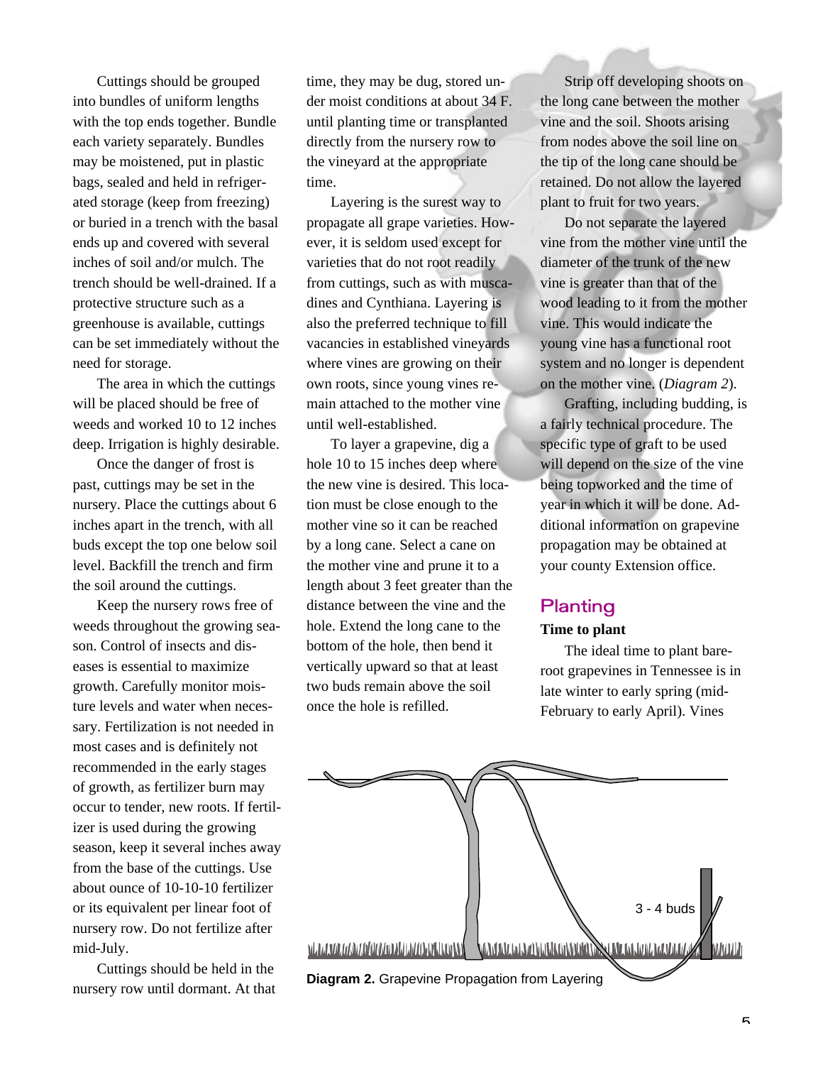Cuttings should be grouped into bundles of uniform lengths with the top ends together. Bundle each variety separately. Bundles may be moistened, put in plastic bags, sealed and held in refrigerated storage (keep from freezing) or buried in a trench with the basal ends up and covered with several inches of soil and/or mulch. The trench should be well-drained. If a protective structure such as a greenhouse is available, cuttings can be set immediately without the need for storage.

The area in which the cuttings will be placed should be free of weeds and worked 10 to 12 inches deep. Irrigation is highly desirable.

Once the danger of frost is past, cuttings may be set in the nursery. Place the cuttings about 6 inches apart in the trench, with all buds except the top one below soil level. Backfill the trench and firm the soil around the cuttings.

Keep the nursery rows free of weeds throughout the growing season. Control of insects and diseases is essential to maximize growth. Carefully monitor moisture levels and water when necessary. Fertilization is not needed in most cases and is definitely not recommended in the early stages of growth, as fertilizer burn may occur to tender, new roots. If fertilizer is used during the growing season, keep it several inches away from the base of the cuttings. Use about ounce of 10-10-10 fertilizer or its equivalent per linear foot of nursery row. Do not fertilize after mid-July.

Cuttings should be held in the nursery row until dormant. At that time, they may be dug, stored under moist conditions at about 34 F. until planting time or transplanted directly from the nursery row to the vineyard at the appropriate time.

Layering is the surest way to propagate all grape varieties. However, it is seldom used except for varieties that do not root readily from cuttings, such as with muscadines and Cynthiana. Layering is also the preferred technique to fill vacancies in established vineyards where vines are growing on their own roots, since young vines remain attached to the mother vine until well-established.

To layer a grapevine, dig a hole 10 to 15 inches deep where the new vine is desired. This location must be close enough to the mother vine so it can be reached by a long cane. Select a cane on the mother vine and prune it to a length about 3 feet greater than the distance between the vine and the hole. Extend the long cane to the bottom of the hole, then bend it vertically upward so that at least two buds remain above the soil once the hole is refilled.

Strip off developing shoots on the long cane between the mother vine and the soil. Shoots arising from nodes above the soil line on the tip of the long cane should be retained. Do not allow the layered plant to fruit for two years.

Do not separate the layered vine from the mother vine until the diameter of the trunk of the new vine is greater than that of the wood leading to it from the mother vine. This would indicate the young vine has a functional root system and no longer is dependent on the mother vine. (*Diagram 2*).

Grafting, including budding, is a fairly technical procedure. The specific type of graft to be used will depend on the size of the vine being topworked and the time of year in which it will be done. Additional information on grapevine propagation may be obtained at your county Extension office.

## Planting

**Time to plant**

The ideal time to plant bare-root grapevines in Tennessee is in late winter to early spring (mid-February to early April). Vines

3 - 4 buds

**Diagram 2.** Grapevine Propagation from Layering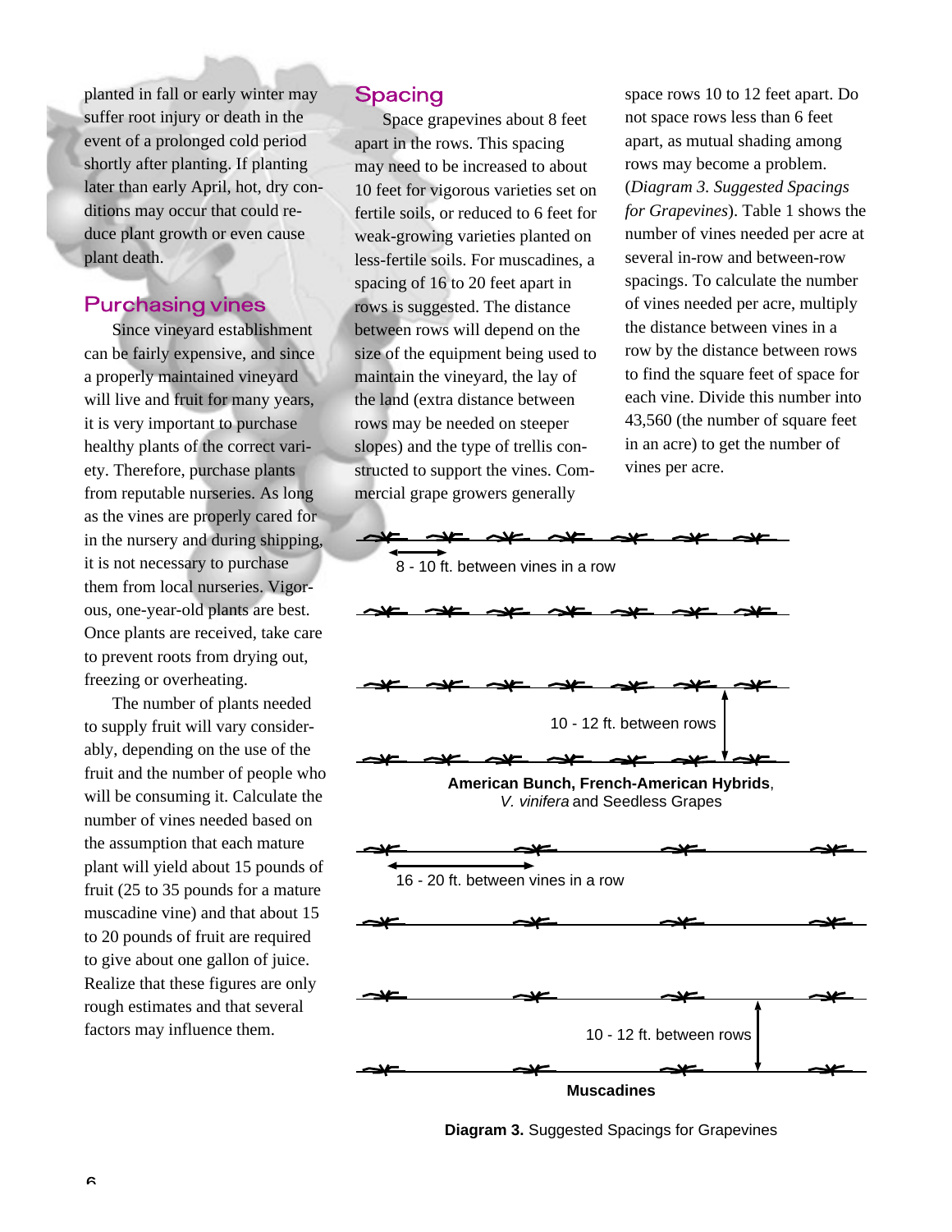planted in fall or early winter may suffer root injury or death in the event of a prolonged cold period shortly after planting. If planting later than early April, hot, dry conditions may occur that could reduce plant growth or even cause plant death.

## Purchasing vines

Since vineyard establishment can be fairly expensive, and since a properly maintained vineyard will live and fruit for many years, it is very important to purchase healthy plants of the correct variety. Therefore, purchase plants from reputable nurseries. As long as the vines are properly cared for in the nursery and during shipping, it is not necessary to purchase them from local nurseries. Vigorous, one-year-old plants are best. Once plants are received, take care to prevent roots from drying out, freezing or overheating.

The number of plants needed to supply fruit will vary considerably, depending on the use of the fruit and the number of people who will be consuming it. Calculate the number of vines needed based on the assumption that each mature plant will yield about 15 pounds of fruit (25 to 35 pounds for a mature muscadine vine) and that about 15 to 20 pounds of fruit are required to give about one gallon of juice. Realize that these figures are only rough estimates and that several factors may influence them.

## Spacing

Space grapevines about 8 feet apart in the rows. This spacing may need to be increased to about 10 feet for vigorous varieties set on fertile soils, or reduced to 6 feet for weak-growing varieties planted on less-fertile soils. For muscadines, a spacing of 16 to 20 feet apart in rows is suggested. The distance between rows will depend on the size of the equipment being used to maintain the vineyard, the lay of the land (extra distance between rows may be needed on steeper slopes) and the type of trellis constructed to support the vines. Commercial grape growers generally space rows 10 to 12 feet apart. Do not space rows less than 6 feet apart, as mutual shading among rows may become a problem. (*Diagram 3. Suggested Spacings for Grapevines*). Table 1 shows the number of vines needed per acre at several in-row and between-row spacings. To calculate the number of vines needed per acre, multiply the distance between vines in a row by the distance between rows to find the square feet of space for each vine. Divide this number into 43,560 (the number of square feet in an acre) to get the number of vines per acre.

8 - 10 ft. between vines in a row

10 - 12 ft. between rows

**American Bunch, French-American Hybrids**, *V. vinifera* and Seedless Grapes

16 - 20 ft. between vines in a row

10 - 12 ft. between rows

**Muscadines**

**Diagram 3.** Suggested Spacings for Grapevines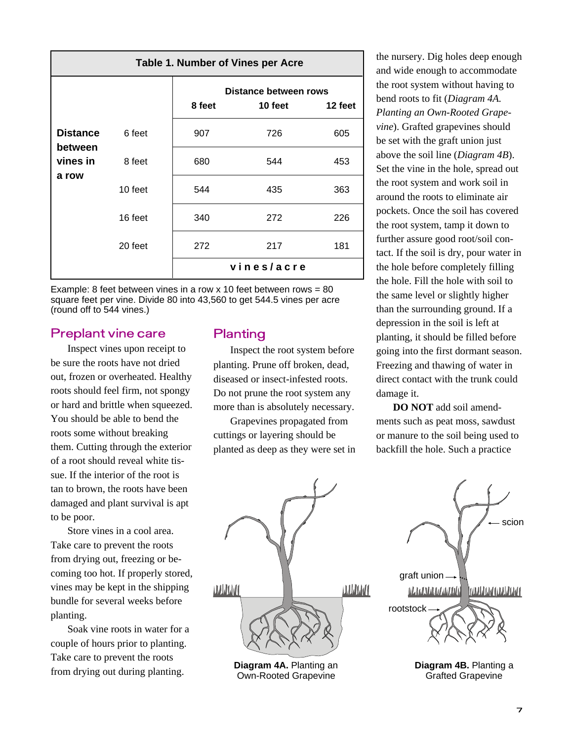**Table 1. Number of Vines per Acre**

| | | Distance between rows | | |
|---|---|---|---|---|
| | | 8 feet | 10 feet | 12 feet |
| Distance between vines in a row | 6 feet | 907 | 726 | 605 |
| | 8 feet | 680 | 544 | 453 |
| | 10 feet | 544 | 435 | 363 |
| | 16 feet | 340 | 272 | 226 |
| | 20 feet | 272 | 217 | 181 |
| | | vines/acre | | |

Example: 8 feet between vines in a row x 10 feet between rows = 80 square feet per vine. Divide 80 into 43,560 to get 544.5 vines per acre (round off to 544 vines.)

## Preplant vine care

Inspect vines upon receipt to be sure the roots have not dried out, frozen or overheated. Healthy roots should feel firm, not spongy or hard and brittle when squeezed. You should be able to bend the roots some without breaking them. Cutting through the exterior of a root should reveal white tissue. If the interior of the root is tan to brown, the roots have been damaged and plant survival is apt to be poor.

Store vines in a cool area. Take care to prevent the roots from drying out, freezing or becoming too hot. If properly stored, vines may be kept in the shipping bundle for several weeks before planting.

Soak vine roots in water for a couple of hours prior to planting. Take care to prevent the roots from drying out during planting.

## Planting

Inspect the root system before planting. Prune off broken, dead, diseased or insect-infested roots. Do not prune the root system any more than is absolutely necessary.

Grapevines propagated from cuttings or layering should be planted as deep as they were set in the nursery. Dig holes deep enough and wide enough to accommodate the root system without having to bend roots to fit (*Diagram 4A. Planting an Own-Rooted Grapevine*). Grafted grapevines should be set with the graft union just above the soil line (*Diagram 4B*). Set the vine in the hole, spread out the root system and work soil in around the roots to eliminate air pockets. Once the soil has covered the root system, tamp it down to further assure good root/soil contact. If the soil is dry, pour water in the hole before completely filling the hole. Fill the hole with soil to the same level or slightly higher than the surrounding ground. If a depression in the soil is left at planting, it should be filled before going into the first dormant season. Freezing and thawing of water in direct contact with the trunk could damage it.

**DO NOT** add soil amendments such as peat moss, sawdust or manure to the soil being used to backfill the hole. Such a practice

**Diagram 4A.** Planting an Own-Rooted Grapevine

**Diagram 4B.** Planting a Grafted Grapevine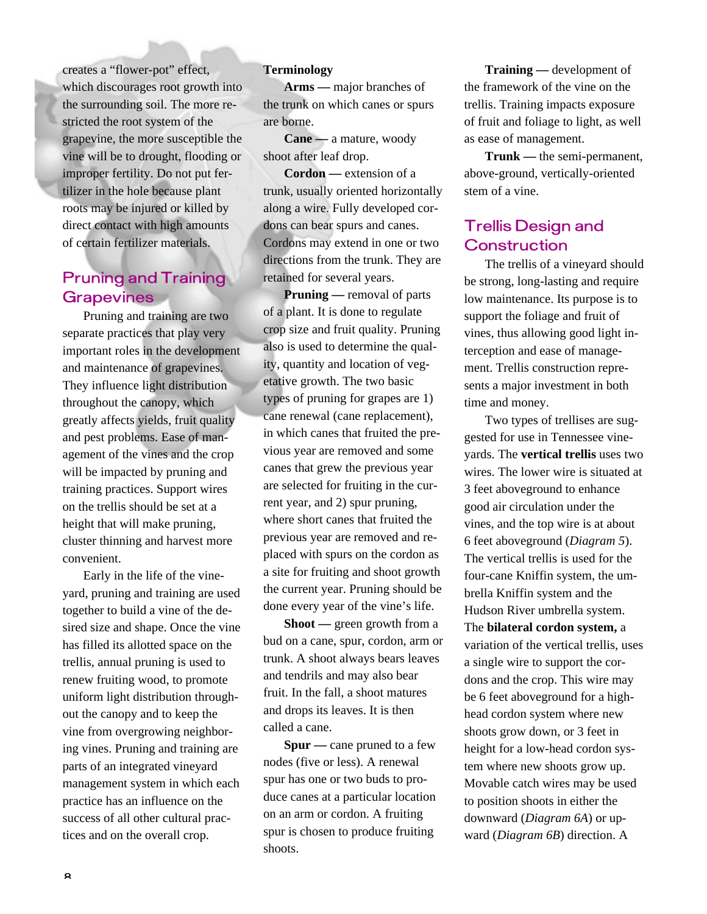creates a "flower-pot" effect, which discourages root growth into the surrounding soil. The more restricted the root system of the grapevine, the more susceptible the vine will be to drought, flooding or improper fertility. Do not put fertilizer in the hole because plant roots may be injured or killed by direct contact with high amounts of certain fertilizer materials.

## Pruning and Training Grapevines

Pruning and training are two separate practices that play very important roles in the development and maintenance of grapevines. They influence light distribution throughout the canopy, which greatly affects yields, fruit quality and pest problems. Ease of management of the vines and the crop will be impacted by pruning and training practices. Support wires on the trellis should be set at a height that will make pruning, cluster thinning and harvest more convenient.

Early in the life of the vineyard, pruning and training are used together to build a vine of the desired size and shape. Once the vine has filled its allotted space on the trellis, annual pruning is used to renew fruiting wood, to promote uniform light distribution throughout the canopy and to keep the vine from overgrowing neighboring vines. Pruning and training are parts of an integrated vineyard management system in which each practice has an influence on the success of all other cultural practices and on the overall crop.

**Terminology**

**Arms —** major branches of the trunk on which canes or spurs are borne.

**Cane —** a mature, woody shoot after leaf drop.

**Cordon —** extension of a trunk, usually oriented horizontally along a wire. Fully developed cordons can bear spurs and canes. Cordons may extend in one or two directions from the trunk. They are retained for several years.

**Pruning —** removal of parts of a plant. It is done to regulate crop size and fruit quality. Pruning also is used to determine the quality, quantity and location of vegetative growth. The two basic types of pruning for grapes are 1) cane renewal (cane replacement), in which canes that fruited the previous year are removed and some canes that grew the previous year are selected for fruiting in the current year, and 2) spur pruning, where short canes that fruited the previous year are removed and replaced with spurs on the cordon as a site for fruiting and shoot growth the current year. Pruning should be done every year of the vine's life.

**Shoot —** green growth from a bud on a cane, spur, cordon, arm or trunk. A shoot always bears leaves and tendrils and may also bear fruit. In the fall, a shoot matures and drops its leaves. It is then called a cane.

**Spur —** cane pruned to a few nodes (five or less). A renewal spur has one or two buds to produce canes at a particular location on an arm or cordon. A fruiting spur is chosen to produce fruiting shoots.

**Training —** development of the framework of the vine on the trellis. Training impacts exposure of fruit and foliage to light, as well as ease of management.

**Trunk —** the semi-permanent, above-ground, vertically-oriented stem of a vine.

## Trellis Design and Construction

The trellis of a vineyard should be strong, long-lasting and require low maintenance. Its purpose is to support the foliage and fruit of vines, thus allowing good light interception and ease of management. Trellis construction represents a major investment in both time and money.

Two types of trellises are suggested for use in Tennessee vineyards. The **vertical trellis** uses two wires. The lower wire is situated at 3 feet aboveground to enhance good air circulation under the vines, and the top wire is at about 6 feet aboveground (*Diagram 5*). The vertical trellis is used for the four-cane Kniffin system, the umbrella Kniffin system and the Hudson River umbrella system. The **bilateral cordon system,** a variation of the vertical trellis, uses a single wire to support the cordons and the crop. This wire may be 6 feet aboveground for a high-head cordon system where new shoots grow down, or 3 feet in height for a low-head cordon system where new shoots grow up. Movable catch wires may be used to position shoots in either the downward (*Diagram 6A*) or upward (*Diagram 6B*) direction. A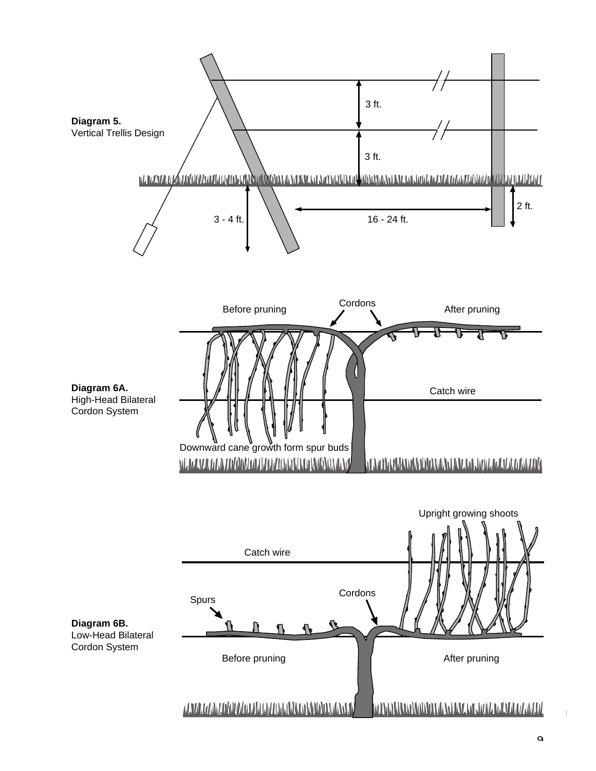**Diagram 5.**
Vertical Trellis Design

3 ft.

3 ft.

2 ft.

3 - 4 ft.

16 - 24 ft.

**Diagram 6A.**
High-Head Bilateral Cordon System

Before pruning

Cordons

After pruning

Catch wire

Downward cane growth form spur buds

**Diagram 6B.**
Low-Head Bilateral Cordon System

Upright growing shoots

Catch wire

Cordons

Spurs

Before pruning

After pruning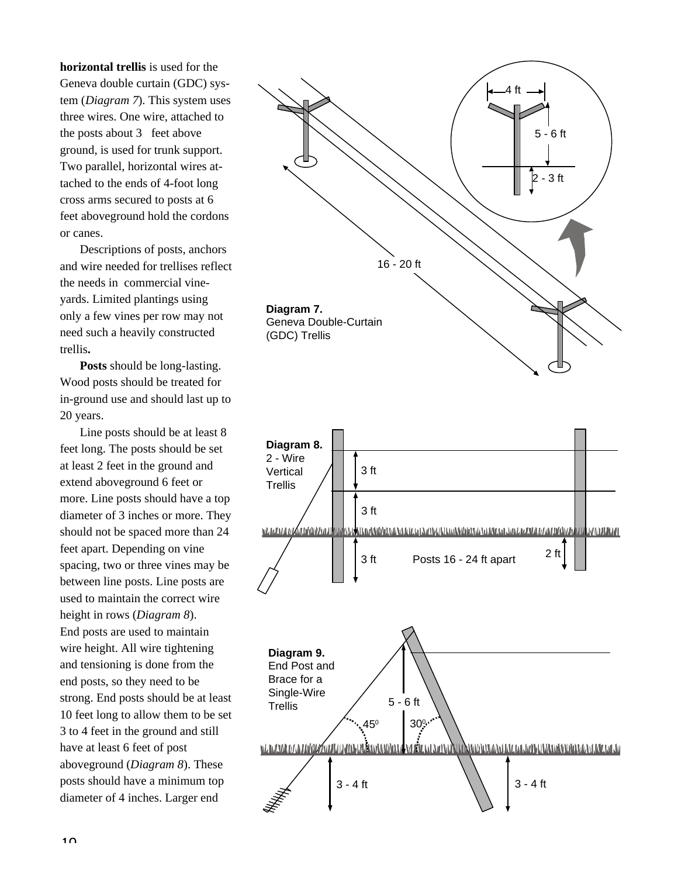**horizontal trellis** is used for the Geneva double curtain (GDC) system (*Diagram 7*). This system uses three wires. One wire, attached to the posts about 3 feet above ground, is used for trunk support. Two parallel, horizontal wires attached to the ends of 4-foot long cross arms secured to posts at 6 feet aboveground hold the cordons or canes.

Descriptions of posts, anchors and wire needed for trellises reflect the needs in commercial vineyards. Limited plantings using only a few vines per row may not need such a heavily constructed trellis**.**

**Posts** should be long-lasting. Wood posts should be treated for in-ground use and should last up to 20 years.

Line posts should be at least 8 feet long. The posts should be set at least 2 feet in the ground and extend aboveground 6 feet or more. Line posts should have a top diameter of 3 inches or more. They should not be spaced more than 24 feet apart. Depending on vine spacing, two or three vines may be between line posts. Line posts are used to maintain the correct wire height in rows (*Diagram 8*).

End posts are used to maintain wire height. All wire tightening and tensioning is done from the end posts, so they need to be strong. End posts should be at least 10 feet long to allow them to be set 3 to 4 feet in the ground and still have at least 6 feet of post aboveground (*Diagram 8*). These posts should have a minimum top diameter of 4 inches. Larger end

4 ft

5 - 6 ft

2 - 3 ft

16 - 20 ft

**Diagram 7.**
Geneva Double-Curtain (GDC) Trellis

**Diagram 8.**
2 - Wire Vertical Trellis

3 ft

3 ft

3 ft

Posts 16 - 24 ft apart

2 ft

**Diagram 9.**
End Post and Brace for a Single-Wire Trellis

5 - 6 ft

$45^0$

$30^0$

3 - 4 ft

3 - 4 ft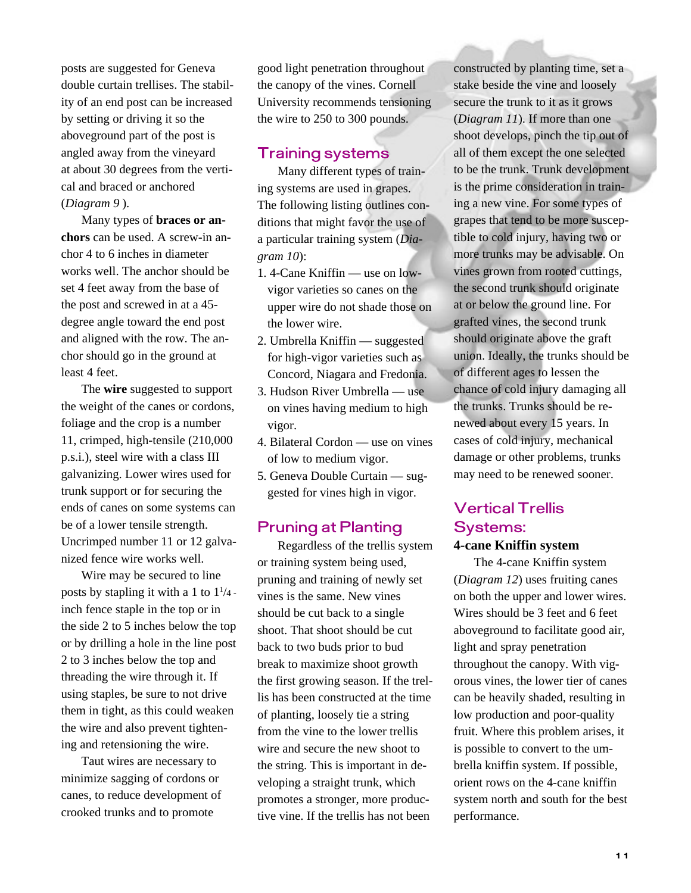posts are suggested for Geneva double curtain trellises. The stability of an end post can be increased by setting or driving it so the aboveground part of the post is angled away from the vineyard at about 30 degrees from the vertical and braced or anchored (*Diagram 9* ).

Many types of **braces or anchors** can be used. A screw-in anchor 4 to 6 inches in diameter works well. The anchor should be set 4 feet away from the base of the post and screwed in at a 45-degree angle toward the end post and aligned with the row. The anchor should go in the ground at least 4 feet.

The **wire** suggested to support the weight of the canes or cordons, foliage and the crop is a number 11, crimped, high-tensile (210,000 p.s.i.), steel wire with a class III galvanizing. Lower wires used for trunk support or for securing the ends of canes on some systems can be of a lower tensile strength. Uncrimped number 11 or 12 galvanized fence wire works well.

Wire may be secured to line posts by stapling it with a 1 to 1¼-inch fence staple in the top or in the side 2 to 5 inches below the top or by drilling a hole in the line post 2 to 3 inches below the top and threading the wire through it. If using staples, be sure to not drive them in tight, as this could weaken the wire and also prevent tightening and retensioning the wire.

Taut wires are necessary to minimize sagging of cordons or canes, to reduce development of crooked trunks and to promote good light penetration throughout the canopy of the vines. Cornell University recommends tensioning the wire to 250 to 300 pounds.

## Training systems

Many different types of training systems are used in grapes. The following listing outlines conditions that might favor the use of a particular training system (*Diagram 10*):

1. 4-Cane Kniffin — use on low-vigor varieties so canes on the upper wire do not shade those on the lower wire.
2. Umbrella Kniffin — suggested for high-vigor varieties such as Concord, Niagara and Fredonia.
3. Hudson River Umbrella — use on vines having medium to high vigor.
4. Bilateral Cordon — use on vines of low to medium vigor.
5. Geneva Double Curtain — suggested for vines high in vigor.

## Pruning at Planting

Regardless of the trellis system or training system being used, pruning and training of newly set vines is the same. New vines should be cut back to a single shoot. That shoot should be cut back to two buds prior to bud break to maximize shoot growth the first growing season. If the trellis has been constructed at the time of planting, loosely tie a string from the vine to the lower trellis wire and secure the new shoot to the string. This is important in developing a straight trunk, which promotes a stronger, more productive vine. If the trellis has not been constructed by planting time, set a stake beside the vine and loosely secure the trunk to it as it grows (*Diagram 11*). If more than one shoot develops, pinch the tip out of all of them except the one selected to be the trunk. Trunk development is the prime consideration in training a new vine. For some types of grapes that tend to be more susceptible to cold injury, having two or more trunks may be advisable. On vines grown from rooted cuttings, the second trunk should originate at or below the ground line. For grafted vines, the second trunk should originate above the graft union. Ideally, the trunks should be of different ages to lessen the chance of cold injury damaging all the trunks. Trunks should be renewed about every 15 years. In cases of cold injury, mechanical damage or other problems, trunks may need to be renewed sooner.

## Vertical Trellis Systems:

### 4-cane Kniffin system

The 4-cane Kniffin system (*Diagram 12*) uses fruiting canes on both the upper and lower wires. Wires should be 3 feet and 6 feet aboveground to facilitate good air, light and spray penetration throughout the canopy. With vigorous vines, the lower tier of canes can be heavily shaded, resulting in low production and poor-quality fruit. Where this problem arises, it is possible to convert to the umbrella kniffin system. If possible, orient rows on the 4-cane kniffin system north and south for the best performance.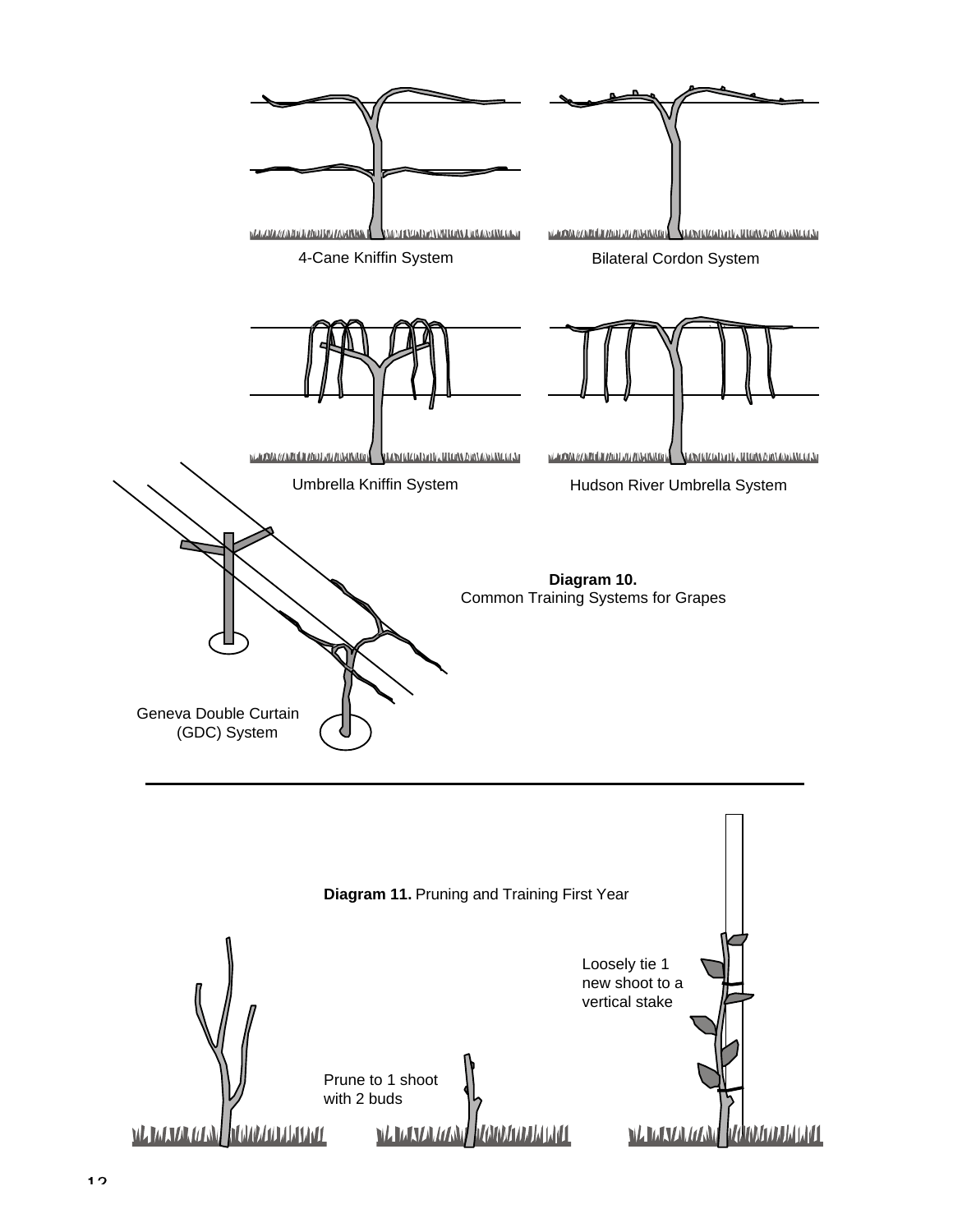4-Cane Kniffin System

Bilateral Cordon System

Umbrella Kniffin System

Hudson River Umbrella System

Geneva Double Curtain (GDC) System

**Diagram 10.** Common Training Systems for Grapes

---

**Diagram 11.** Pruning and Training First Year

Prune to 1 shoot with 2 buds

Loosely tie 1 new shoot to a vertical stake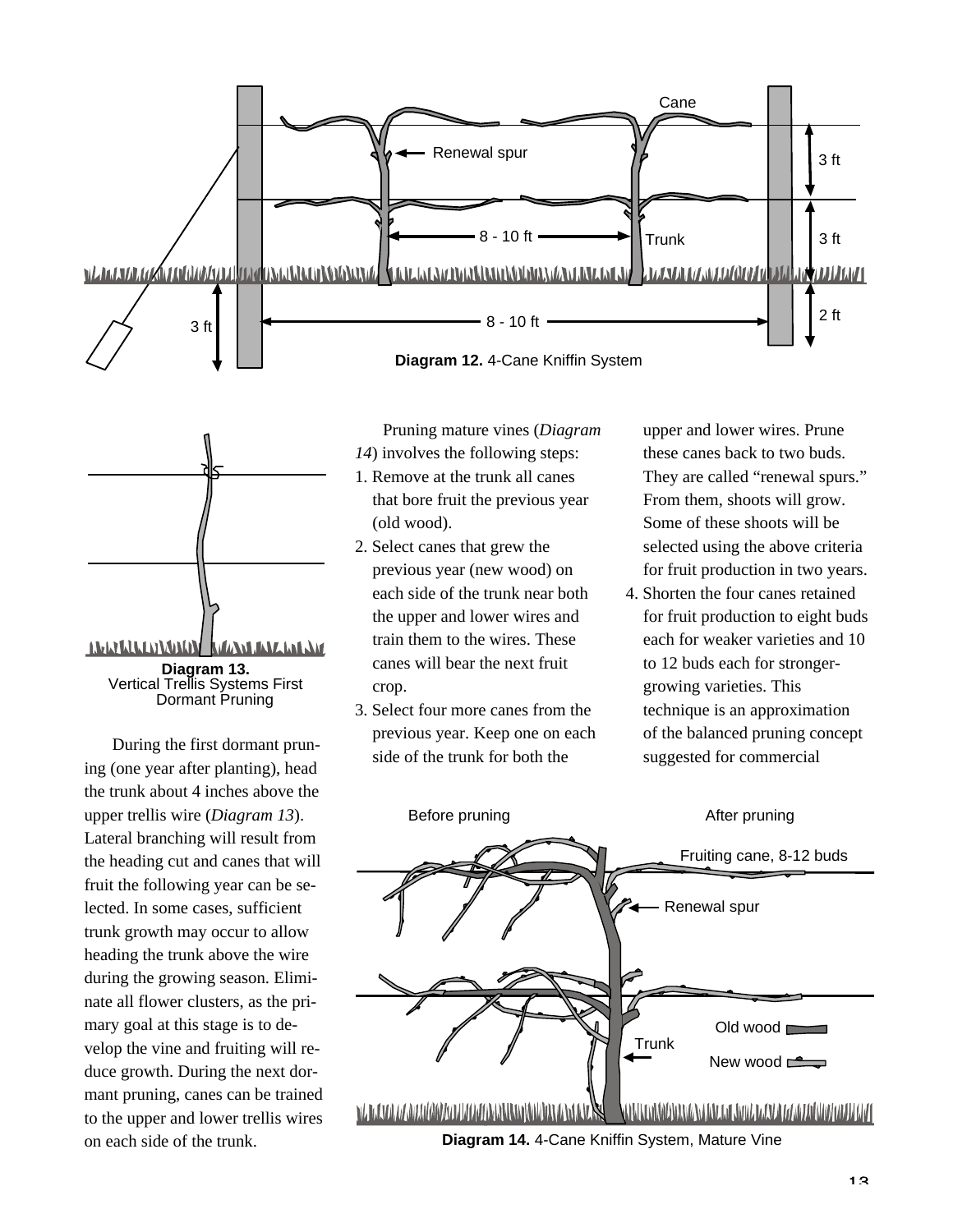**Diagram 12.** 4-Cane Kniffin System

**Diagram 13.** Vertical Trellis Systems First Dormant Pruning

During the first dormant pruning (one year after planting), head the trunk about 4 inches above the upper trellis wire (*Diagram 13*). Lateral branching will result from the heading cut and canes that will fruit the following year can be selected. In some cases, sufficient trunk growth may occur to allow heading the trunk above the wire during the growing season. Eliminate all flower clusters, as the primary goal at this stage is to develop the vine and fruiting will reduce growth. During the next dormant pruning, canes can be trained to the upper and lower trellis wires on each side of the trunk.

Pruning mature vines (*Diagram 14*) involves the following steps:

1. Remove at the trunk all canes that bore fruit the previous year (old wood).
2. Select canes that grew the previous year (new wood) on each side of the trunk near both the upper and lower wires and train them to the wires. These canes will bear the next fruit crop.
3. Select four more canes from the previous year. Keep one on each side of the trunk for both the upper and lower wires. Prune these canes back to two buds. They are called "renewal spurs." From them, shoots will grow. Some of these shoots will be selected using the above criteria for fruit production in two years.
4. Shorten the four canes retained for fruit production to eight buds each for weaker varieties and 10 to 12 buds each for stronger-growing varieties. This technique is an approximation of the balanced pruning concept suggested for commercial

**Diagram 14.** 4-Cane Kniffin System, Mature Vine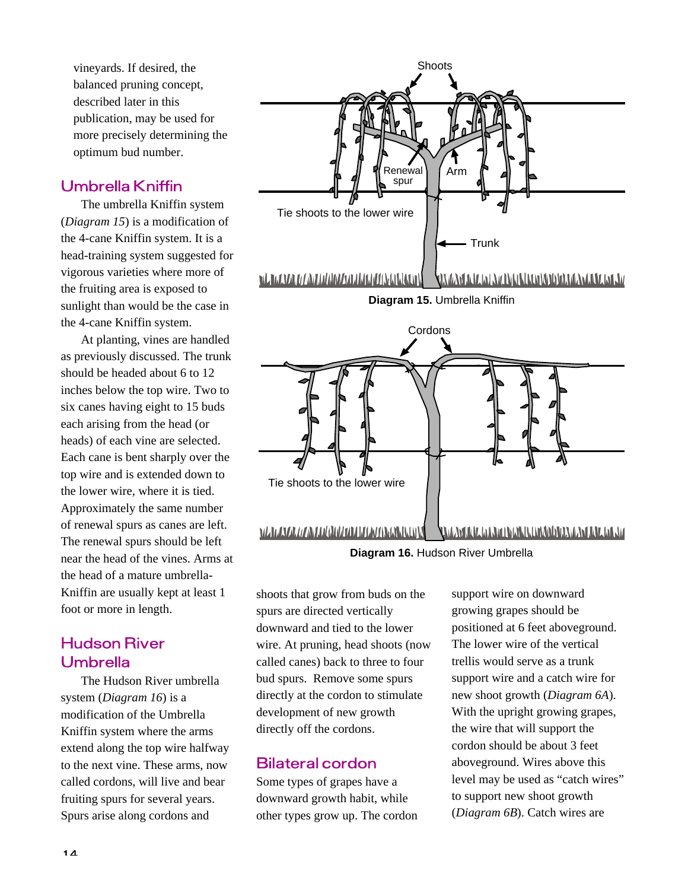vineyards. If desired, the balanced pruning concept, described later in this publication, may be used for more precisely determining the optimum bud number.

## Umbrella Kniffin

The umbrella Kniffin system (*Diagram 15*) is a modification of the 4-cane Kniffin system. It is a head-training system suggested for vigorous varieties where more of the fruiting area is exposed to sunlight than would be the case in the 4-cane Kniffin system.

At planting, vines are handled as previously discussed. The trunk should be headed about 6 to 12 inches below the top wire. Two to six canes having eight to 15 buds each arising from the head (or heads) of each vine are selected. Each cane is bent sharply over the top wire and is extended down to the lower wire, where it is tied. Approximately the same number of renewal spurs as canes are left. The renewal spurs should be left near the head of the vines. Arms at the head of a mature umbrella-Kniffin are usually kept at least 1 foot or more in length.

**Diagram 15.** Umbrella Kniffin

## Hudson River Umbrella

The Hudson River umbrella system (*Diagram 16*) is a modification of the Umbrella Kniffin system where the arms extend along the top wire halfway to the next vine. These arms, now called cordons, will live and bear fruiting spurs for several years. Spurs arise along cordons and shoots that grow from buds on the spurs are directed vertically downward and tied to the lower wire. At pruning, head shoots (now called canes) back to three to four bud spurs. Remove some spurs directly at the cordon to stimulate development of new growth directly off the cordons.

**Diagram 16.** Hudson River Umbrella

## Bilateral cordon

Some types of grapes have a downward growth habit, while other types grow up. The cordon support wire on downward growing grapes should be positioned at 6 feet aboveground. The lower wire of the vertical trellis would serve as a trunk support wire and a catch wire for new shoot growth (*Diagram 6A*). With the upright growing grapes, the wire that will support the cordon should be about 3 feet aboveground. Wires above this level may be used as "catch wires" to support new shoot growth (*Diagram 6B*). Catch wires are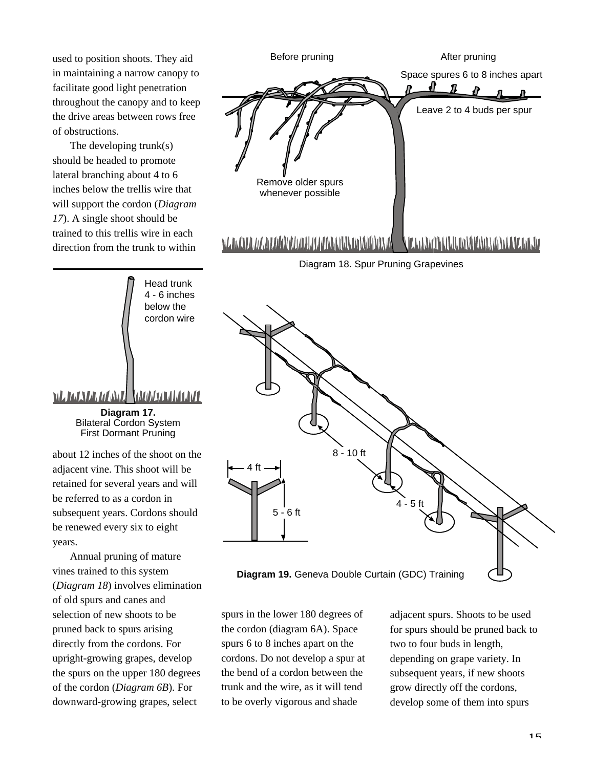used to position shoots. They aid in maintaining a narrow canopy to facilitate good light penetration throughout the canopy and to keep the drive areas between rows free of obstructions.

The developing trunk(s) should be headed to promote lateral branching about 4 to 6 inches below the trellis wire that will support the cordon (*Diagram 17*). A single shoot should be trained to this trellis wire in each direction from the trunk to within about 12 inches of the shoot on the adjacent vine. This shoot will be retained for several years and will be referred to as a cordon in subsequent years. Cordons should be renewed every six to eight years.

Head trunk 4 - 6 inches below the cordon wire

**Diagram 17.** Bilateral Cordon System First Dormant Pruning

Before pruning

After pruning

Space spurs 6 to 8 inches apart

Leave 2 to 4 buds per spur

Remove older spurs whenever possible

Diagram 18. Spur Pruning Grapevines

8 - 10 ft

4 ft

4 - 5 ft

5 - 6 ft

**Diagram 19.** Geneva Double Curtain (GDC) Training

Annual pruning of mature vines trained to this system (*Diagram 18*) involves elimination of old spurs and canes and selection of new shoots to be pruned back to spurs arising directly from the cordons. For upright-growing grapes, develop the spurs on the upper 180 degrees of the cordon (*Diagram 6B*). For downward-growing grapes, select spurs in the lower 180 degrees of the cordon (diagram 6A). Space spurs 6 to 8 inches apart on the cordons. Do not develop a spur at the bend of a cordon between the trunk and the wire, as it will tend to be overly vigorous and shade adjacent spurs. Shoots to be used for spurs should be pruned back to two to four buds in length, depending on grape variety. In subsequent years, if new shoots grow directly off the cordons, develop some of them into spurs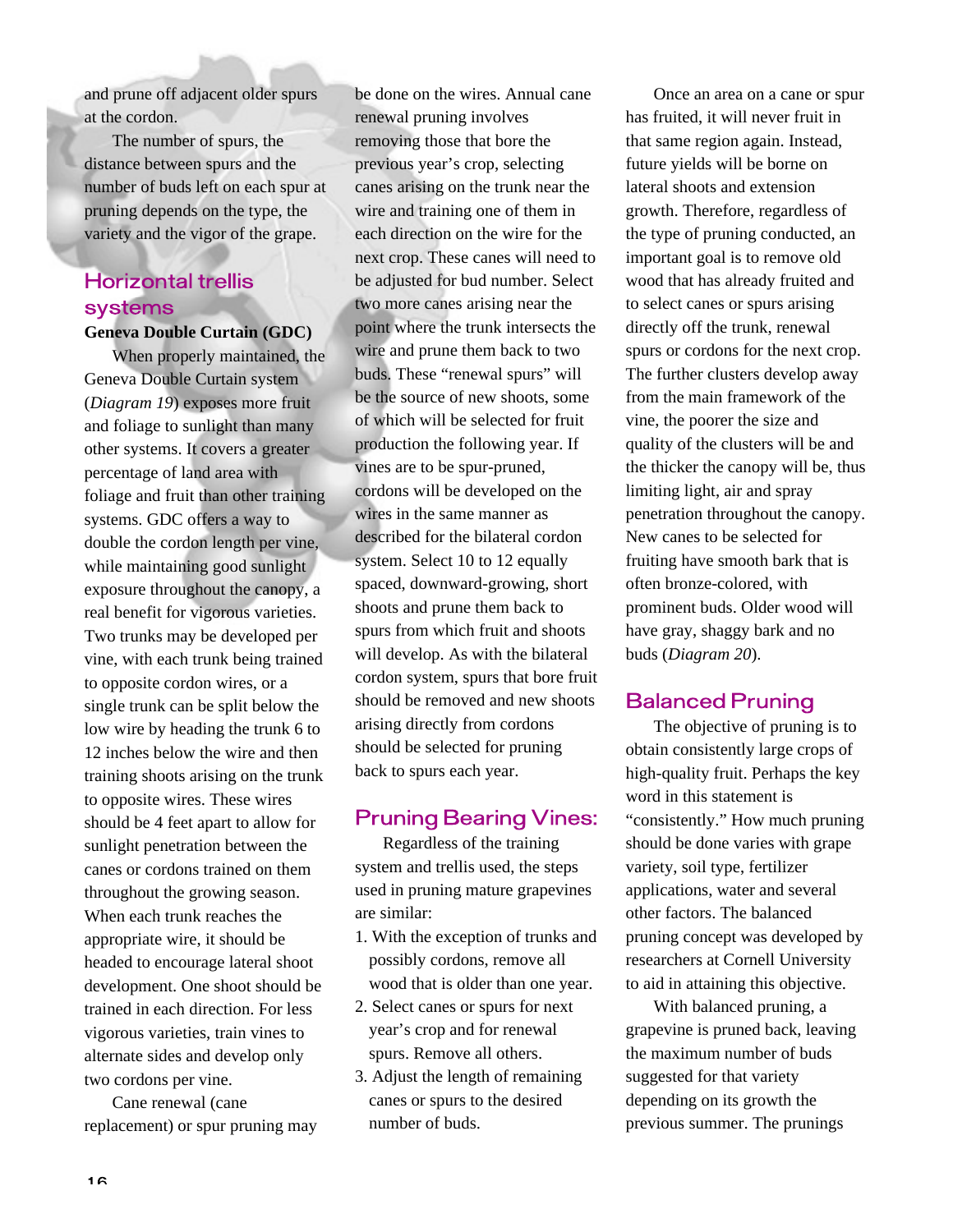and prune off adjacent older spurs at the cordon.

The number of spurs, the distance between spurs and the number of buds left on each spur at pruning depends on the type, the variety and the vigor of the grape.

## Horizontal trellis systems

**Geneva Double Curtain (GDC)**

When properly maintained, the Geneva Double Curtain system (*Diagram 19*) exposes more fruit and foliage to sunlight than many other systems. It covers a greater percentage of land area with foliage and fruit than other training systems. GDC offers a way to double the cordon length per vine, while maintaining good sunlight exposure throughout the canopy, a real benefit for vigorous varieties. Two trunks may be developed per vine, with each trunk being trained to opposite cordon wires, or a single trunk can be split below the low wire by heading the trunk 6 to 12 inches below the wire and then training shoots arising on the trunk to opposite wires. These wires should be 4 feet apart to allow for sunlight penetration between the canes or cordons trained on them throughout the growing season. When each trunk reaches the appropriate wire, it should be headed to encourage lateral shoot development. One shoot should be trained in each direction. For less vigorous varieties, train vines to alternate sides and develop only two cordons per vine.

Cane renewal (cane replacement) or spur pruning may be done on the wires. Annual cane renewal pruning involves removing those that bore the previous year's crop, selecting canes arising on the trunk near the wire and training one of them in each direction on the wire for the next crop. These canes will need to be adjusted for bud number. Select two more canes arising near the point where the trunk intersects the wire and prune them back to two buds. These "renewal spurs" will be the source of new shoots, some of which will be selected for fruit production the following year. If vines are to be spur-pruned, cordons will be developed on the wires in the same manner as described for the bilateral cordon system. Select 10 to 12 equally spaced, downward-growing, short shoots and prune them back to spurs from which fruit and shoots will develop. As with the bilateral cordon system, spurs that bore fruit should be removed and new shoots arising directly from cordons should be selected for pruning back to spurs each year.

## Pruning Bearing Vines:

Regardless of the training system and trellis used, the steps used in pruning mature grapevines are similar:

1. With the exception of trunks and possibly cordons, remove all wood that is older than one year.
2. Select canes or spurs for next year's crop and for renewal spurs. Remove all others.
3. Adjust the length of remaining canes or spurs to the desired number of buds.

Once an area on a cane or spur has fruited, it will never fruit in that same region again. Instead, future yields will be borne on lateral shoots and extension growth. Therefore, regardless of the type of pruning conducted, an important goal is to remove old wood that has already fruited and to select canes or spurs arising directly off the trunk, renewal spurs or cordons for the next crop. The further clusters develop away from the main framework of the vine, the poorer the size and quality of the clusters will be and the thicker the canopy will be, thus limiting light, air and spray penetration throughout the canopy. New canes to be selected for fruiting have smooth bark that is often bronze-colored, with prominent buds. Older wood will have gray, shaggy bark and no buds (*Diagram 20*).

## Balanced Pruning

The objective of pruning is to obtain consistently large crops of high-quality fruit. Perhaps the key word in this statement is "consistently." How much pruning should be done varies with grape variety, soil type, fertilizer applications, water and several other factors. The balanced pruning concept was developed by researchers at Cornell University to aid in attaining this objective.

With balanced pruning, a grapevine is pruned back, leaving the maximum number of buds suggested for that variety depending on its growth the previous summer. The prunings may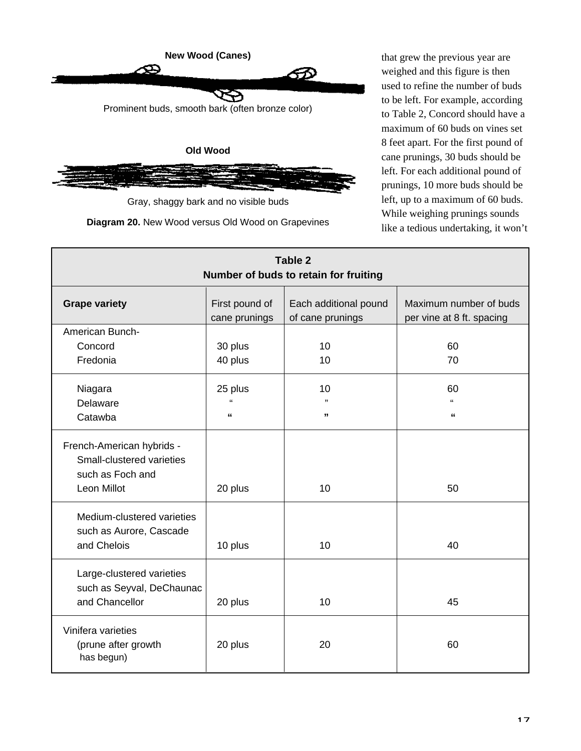**New Wood (Canes)**

Prominent buds, smooth bark (often bronze color)

**Old Wood**

Gray, shaggy bark and no visible buds

**Diagram 20.** New Wood versus Old Wood on Grapevines

that grew the previous year are weighed and this figure is then used to refine the number of buds to be left. For example, according to Table 2, Concord should have a maximum of 60 buds on vines set 8 feet apart. For the first pound of cane prunings, 30 buds should be left. For each additional pound of prunings, 10 more buds should be left, up to a maximum of 60 buds. While weighing prunings sounds like a tedious undertaking, it won't

**Table 2**
**Number of buds to retain for fruiting**

| Grape variety | First pound of cane prunings | Each additional pound of cane prunings | Maximum number of buds per vine at 8 ft. spacing |
|---|---|---|---|
| American Bunch- | | | |
| Concord | 30 plus | 10 | 60 |
| Fredonia | 40 plus | 10 | 70 |
| Niagara | 25 plus | 10 | 60 |
| Delaware | " | " | " |
| Catawba | " | " | " |
| French-American hybrids - Small-clustered varieties such as Foch and Leon Millot | 20 plus | 10 | 50 |
| Medium-clustered varieties such as Aurore, Cascade and Chelois | 10 plus | 10 | 40 |
| Large-clustered varieties such as Seyval, DeChaunac and Chancellor | 20 plus | 10 | 45 |
| Vinifera varieties (prune after growth has begun) | 20 plus | 20 | 60 |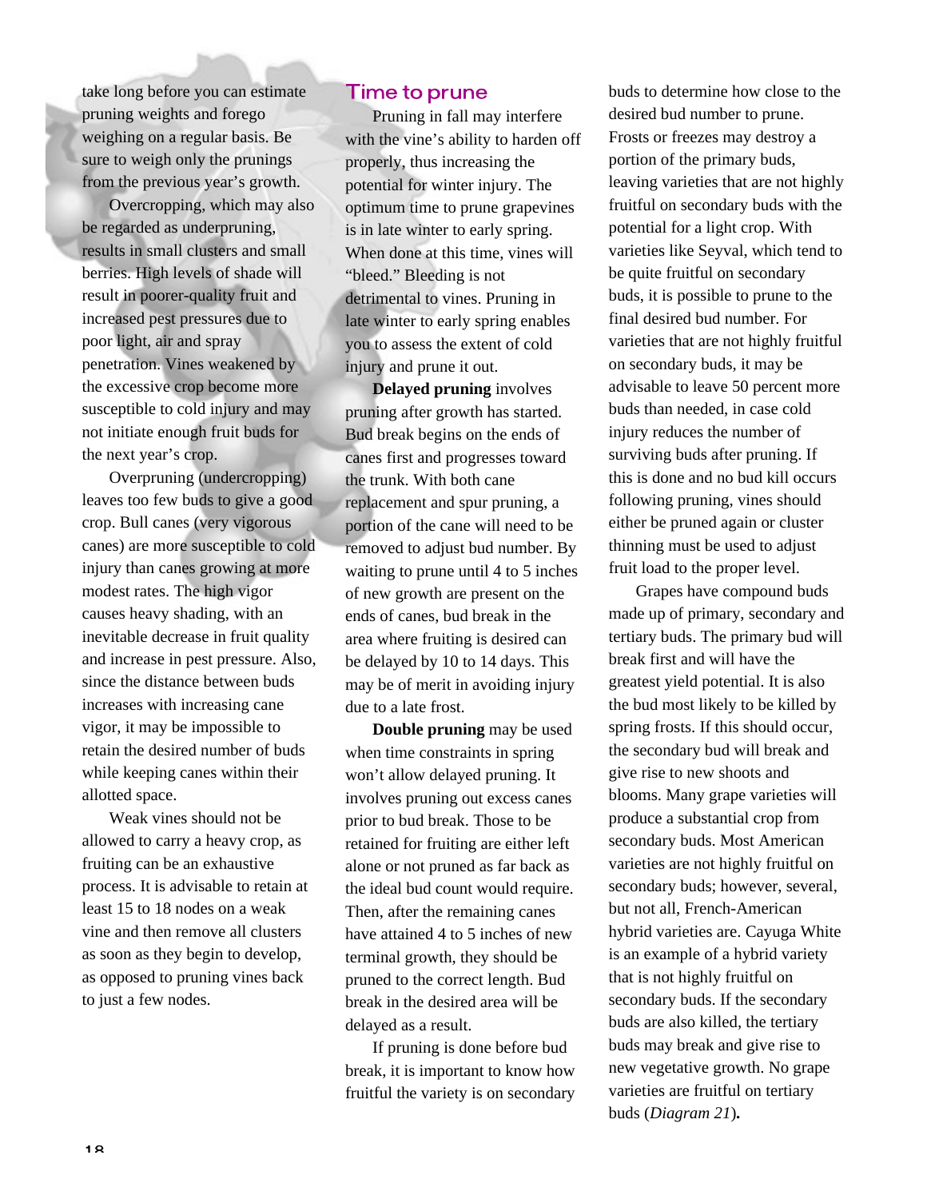take long before you can estimate pruning weights and forego weighing on a regular basis. Be sure to weigh only the prunings from the previous year's growth.

Overcropping, which may also be regarded as underpruning, results in small clusters and small berries. High levels of shade will result in poorer-quality fruit and increased pest pressures due to poor light, air and spray penetration. Vines weakened by the excessive crop become more susceptible to cold injury and may not initiate enough fruit buds for the next year's crop.

Overpruning (undercropping) leaves too few buds to give a good crop. Bull canes (very vigorous canes) are more susceptible to cold injury than canes growing at more modest rates. The high vigor causes heavy shading, with an inevitable decrease in fruit quality and increase in pest pressure. Also, since the distance between buds increases with increasing cane vigor, it may be impossible to retain the desired number of buds while keeping canes within their allotted space.

Weak vines should not be allowed to carry a heavy crop, as fruiting can be an exhaustive process. It is advisable to retain at least 15 to 18 nodes on a weak vine and then remove all clusters as soon as they begin to develop, as opposed to pruning vines back to just a few nodes.

## Time to prune

Pruning in fall may interfere with the vine's ability to harden off properly, thus increasing the potential for winter injury. The optimum time to prune grapevines is in late winter to early spring. When done at this time, vines will "bleed." Bleeding is not detrimental to vines. Pruning in late winter to early spring enables you to assess the extent of cold injury and prune it out.

**Delayed pruning** involves pruning after growth has started. Bud break begins on the ends of canes first and progresses toward the trunk. With both cane replacement and spur pruning, a portion of the cane will need to be removed to adjust bud number. By waiting to prune until 4 to 5 inches of new growth are present on the ends of canes, bud break in the area where fruiting is desired can be delayed by 10 to 14 days. This may be of merit in avoiding injury due to a late frost.

**Double pruning** may be used when time constraints in spring won't allow delayed pruning. It involves pruning out excess canes prior to bud break. Those to be retained for fruiting are either left alone or not pruned as far back as the ideal bud count would require. Then, after the remaining canes have attained 4 to 5 inches of new terminal growth, they should be pruned to the correct length. Bud break in the desired area will be delayed as a result.

If pruning is done before bud break, it is important to know how fruitful the variety is on secondary buds to determine how close to the desired bud number to prune. Frosts or freezes may destroy a portion of the primary buds, leaving varieties that are not highly fruitful on secondary buds with the potential for a light crop. With varieties like Seyval, which tend to be quite fruitful on secondary buds, it is possible to prune to the final desired bud number. For varieties that are not highly fruitful on secondary buds, it may be advisable to leave 50 percent more buds than needed, in case cold injury reduces the number of surviving buds after pruning. If this is done and no bud kill occurs following pruning, vines should either be pruned again or cluster thinning must be used to adjust fruit load to the proper level.

Grapes have compound buds made up of primary, secondary and tertiary buds. The primary bud will break first and will have the greatest yield potential. It is also the bud most likely to be killed by spring frosts. If this should occur, the secondary bud will break and give rise to new shoots and blooms. Many grape varieties will produce a substantial crop from secondary buds. Most American varieties are not highly fruitful on secondary buds; however, several, but not all, French-American hybrid varieties are. Cayuga White is an example of a hybrid variety that is not highly fruitful on secondary buds. If the secondary buds are also killed, the tertiary buds may break and give rise to new vegetative growth. No grape varieties are fruitful on tertiary buds (*Diagram 21*).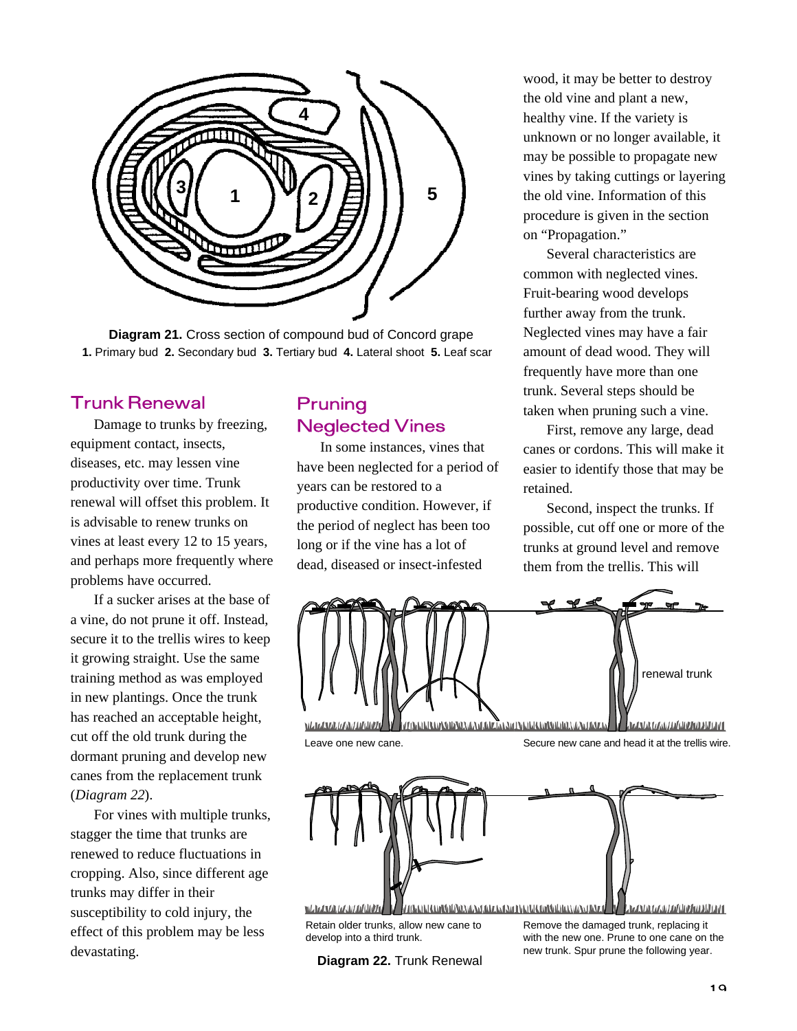**Diagram 21.** Cross section of compound bud of Concord grape
**1.** Primary bud **2.** Secondary bud **3.** Tertiary bud **4.** Lateral shoot **5.** Leaf scar

## Trunk Renewal

Damage to trunks by freezing, equipment contact, insects, diseases, etc. may lessen vine productivity over time. Trunk renewal will offset this problem. It is advisable to renew trunks on vines at least every 12 to 15 years, and perhaps more frequently where problems have occurred.

If a sucker arises at the base of a vine, do not prune it off. Instead, secure it to the trellis wires to keep it growing straight. Use the same training method as was employed in new plantings. Once the trunk has reached an acceptable height, cut off the old trunk during the dormant pruning and develop new canes from the replacement trunk (*Diagram 22*).

For vines with multiple trunks, stagger the time that trunks are renewed to reduce fluctuations in cropping. Also, since different age trunks may differ in their susceptibility to cold injury, the effect of this problem may be less devastating.

## Pruning Neglected Vines

In some instances, vines that have been neglected for a period of years can be restored to a productive condition. However, if the period of neglect has been too long or if the vine has a lot of dead, diseased or insect-infested wood, it may be better to destroy the old vine and plant a new, healthy vine. If the variety is unknown or no longer available, it may be possible to propagate new vines by taking cuttings or layering the old vine. Information of this procedure is given in the section on "Propagation."

Several characteristics are common with neglected vines. Fruit-bearing wood develops further away from the trunk. Neglected vines may have a fair amount of dead wood. They will frequently have more than one trunk. Several steps should be taken when pruning such a vine.

First, remove any large, dead canes or cordons. This will make it easier to identify those that may be retained.

Second, inspect the trunks. If possible, cut off one or more of the trunks at ground level and remove them from the trellis. This will

Leave one new cane.

Secure new cane and head it at the trellis wire.

renewal trunk

Retain older trunks, allow new cane to develop into a third trunk.

Remove the damaged trunk, replacing it with the new one. Prune to one cane on the new trunk. Spur prune the following year.

**Diagram 22.** Trunk Renewal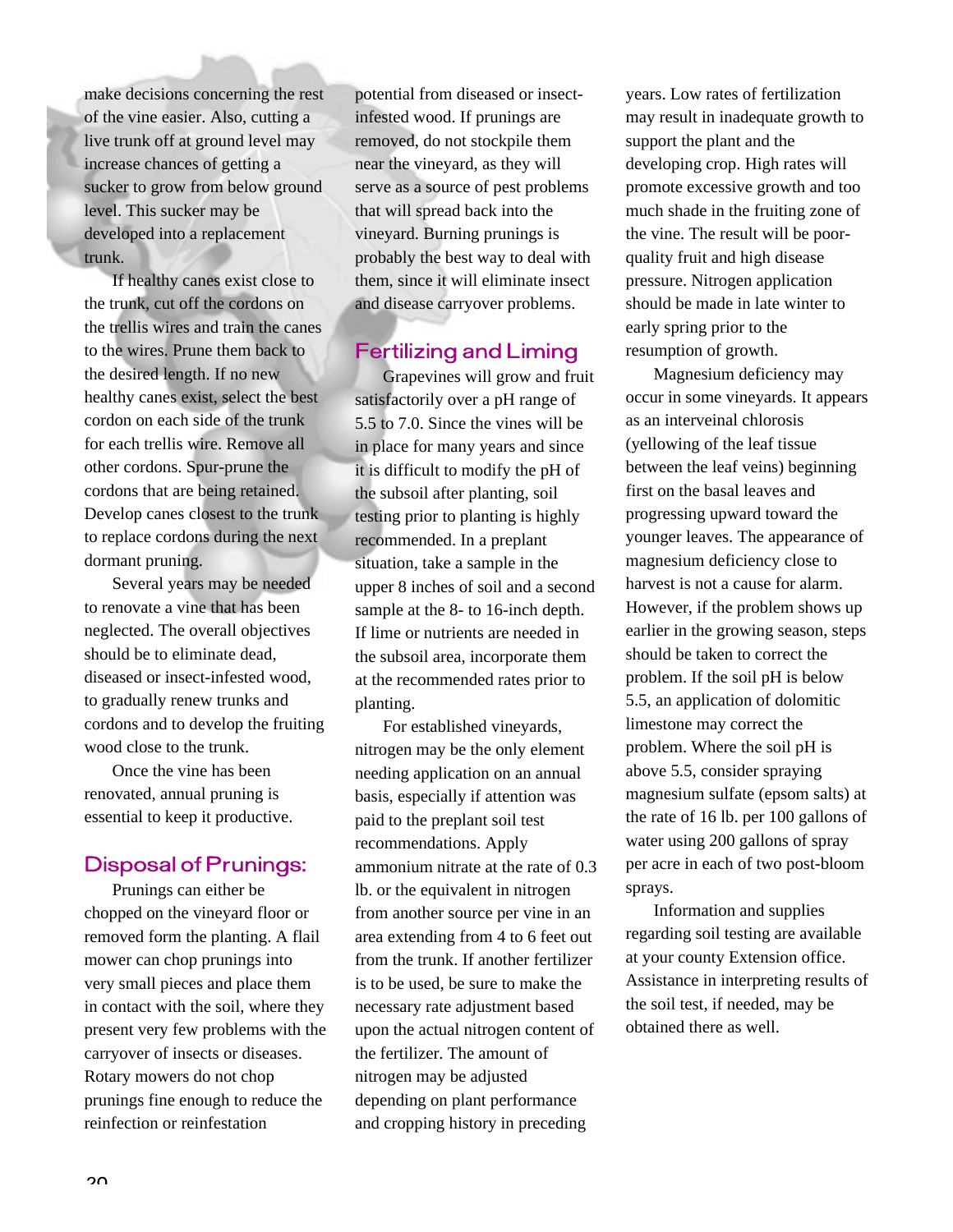make decisions concerning the rest of the vine easier. Also, cutting a live trunk off at ground level may increase chances of getting a sucker to grow from below ground level. This sucker may be developed into a replacement trunk.

If healthy canes exist close to the trunk, cut off the cordons on the trellis wires and train the canes to the wires. Prune them back to the desired length. If no new healthy canes exist, select the best cordon on each side of the trunk for each trellis wire. Remove all other cordons. Spur-prune the cordons that are being retained. Develop canes closest to the trunk to replace cordons during the next dormant pruning.

Several years may be needed to renovate a vine that has been neglected. The overall objectives should be to eliminate dead, diseased or insect-infested wood, to gradually renew trunks and cordons and to develop the fruiting wood close to the trunk.

Once the vine has been renovated, annual pruning is essential to keep it productive.

## Disposal of Prunings:

Prunings can either be chopped on the vineyard floor or removed form the planting. A flail mower can chop prunings into very small pieces and place them in contact with the soil, where they present very few problems with the carryover of insects or diseases. Rotary mowers do not chop prunings fine enough to reduce the reinfection or reinfestation potential from diseased or insect-infested wood. If prunings are removed, do not stockpile them near the vineyard, as they will serve as a source of pest problems that will spread back into the vineyard. Burning prunings is probably the best way to deal with them, since it will eliminate insect and disease carryover problems.

## Fertilizing and Liming

Grapevines will grow and fruit satisfactorily over a pH range of 5.5 to 7.0. Since the vines will be in place for many years and since it is difficult to modify the pH of the subsoil after planting, soil testing prior to planting is highly recommended. In a preplant situation, take a sample in the upper 8 inches of soil and a second sample at the 8- to 16-inch depth. If lime or nutrients are needed in the subsoil area, incorporate them at the recommended rates prior to planting.

For established vineyards, nitrogen may be the only element needing application on an annual basis, especially if attention was paid to the preplant soil test recommendations. Apply ammonium nitrate at the rate of 0.3 lb. or the equivalent in nitrogen from another source per vine in an area extending from 4 to 6 feet out from the trunk. If another fertilizer is to be used, be sure to make the necessary rate adjustment based upon the actual nitrogen content of the fertilizer. The amount of nitrogen may be adjusted depending on plant performance and cropping history in preceding years. Low rates of fertilization may result in inadequate growth to support the plant and the developing crop. High rates will promote excessive growth and too much shade in the fruiting zone of the vine. The result will be poor-quality fruit and high disease pressure. Nitrogen application should be made in late winter to early spring prior to the resumption of growth.

Magnesium deficiency may occur in some vineyards. It appears as an interveinal chlorosis (yellowing of the leaf tissue between the leaf veins) beginning first on the basal leaves and progressing upward toward the younger leaves. The appearance of magnesium deficiency close to harvest is not a cause for alarm. However, if the problem shows up earlier in the growing season, steps should be taken to correct the problem. If the soil pH is below 5.5, an application of dolomitic limestone may correct the problem. Where the soil pH is above 5.5, consider spraying magnesium sulfate (epsom salts) at the rate of 16 lb. per 100 gallons of water using 200 gallons of spray per acre in each of two post-bloom sprays.

Information and supplies regarding soil testing are available at your county Extension office. Assistance in interpreting results of the soil test, if needed, may be obtained there as well.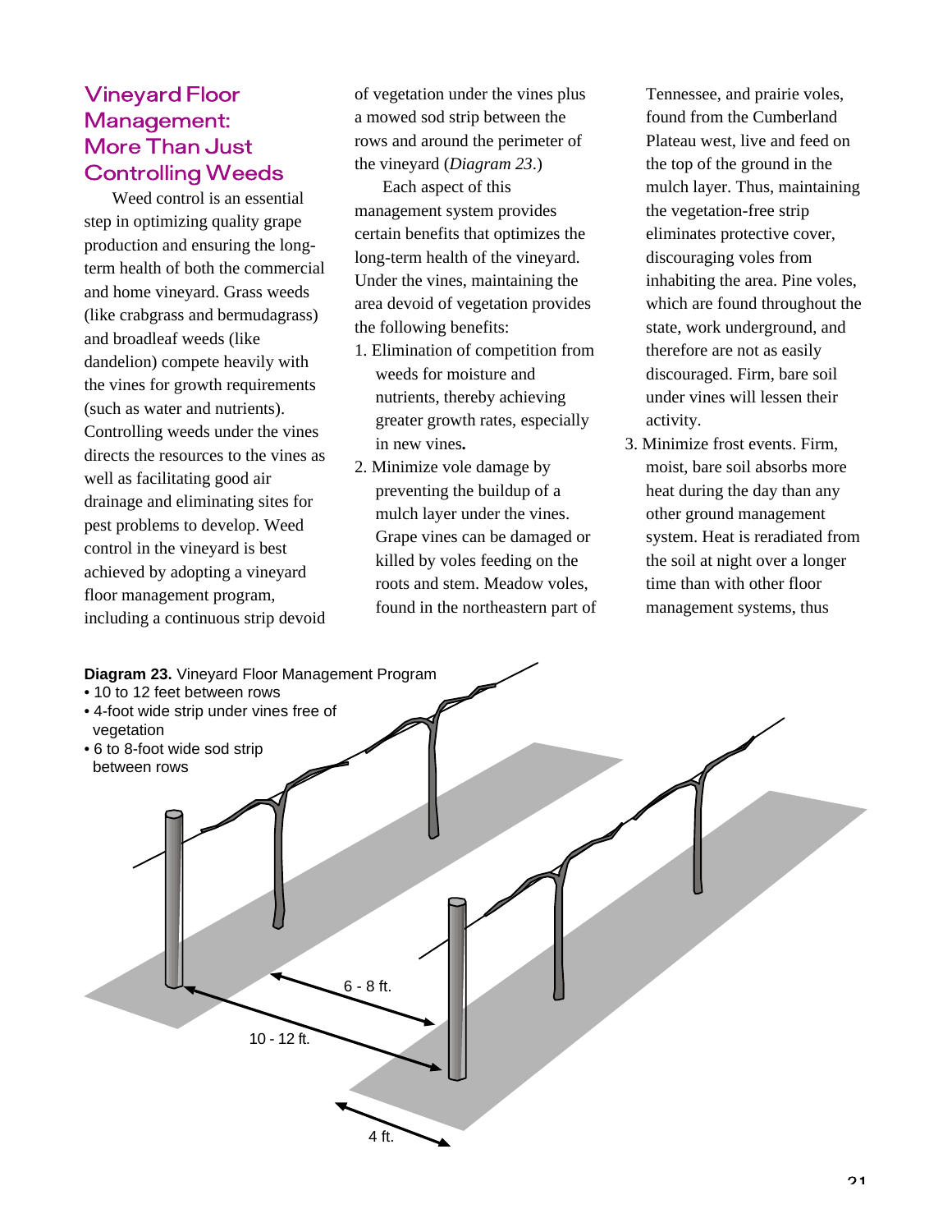## Vineyard Floor Management: More Than Just Controlling Weeds

Weed control is an essential step in optimizing quality grape production and ensuring the long-term health of both the commercial and home vineyard. Grass weeds (like crabgrass and bermudagrass) and broadleaf weeds (like dandelion) compete heavily with the vines for growth requirements (such as water and nutrients). Controlling weeds under the vines directs the resources to the vines as well as facilitating good air drainage and eliminating sites for pest problems to develop. Weed control in the vineyard is best achieved by adopting a vineyard floor management program, including a continuous strip devoid of vegetation under the vines plus a mowed sod strip between the rows and around the perimeter of the vineyard (*Diagram 23*.)

Each aspect of this management system provides certain benefits that optimizes the long-term health of the vineyard. Under the vines, maintaining the area devoid of vegetation provides the following benefits:

1. Elimination of competition from weeds for moisture and nutrients, thereby achieving greater growth rates, especially in new vines**.**
2. Minimize vole damage by preventing the buildup of a mulch layer under the vines. Grape vines can be damaged or killed by voles feeding on the roots and stem. Meadow voles, found in the northeastern part of Tennessee, and prairie voles, found from the Cumberland Plateau west, live and feed on the top of the ground in the mulch layer. Thus, maintaining the vegetation-free strip eliminates protective cover, discouraging voles from inhabiting the area. Pine voles, which are found throughout the state, work underground, and therefore are not as easily discouraged. Firm, bare soil under vines will lessen their activity.
3. Minimize frost events. Firm, moist, bare soil absorbs more heat during the day than any other ground management system. Heat is reradiated from the soil at night over a longer time than with other floor management systems, thus

**Diagram 23.** Vineyard Floor Management Program
- 10 to 12 feet between rows
- 4-foot wide strip under vines free of vegetation
- 6 to 8-foot wide sod strip between rows

6 - 8 ft.

10 - 12 ft.

4 ft.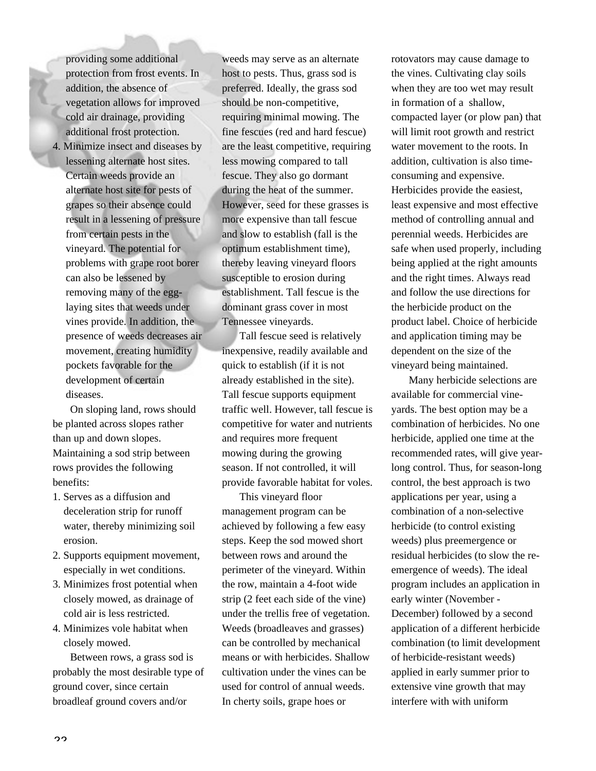providing some additional protection from frost events. In addition, the absence of vegetation allows for improved cold air drainage, providing additional frost protection.

4. Minimize insect and diseases by lessening alternate host sites. Certain weeds provide an alternate host site for pests of grapes so their absence could result in a lessening of pressure from certain pests in the vineyard. The potential for problems with grape root borer can also be lessened by removing many of the egg-laying sites that weeds under vines provide. In addition, the presence of weeds decreases air movement, creating humidity pockets favorable for the development of certain diseases.

On sloping land, rows should be planted across slopes rather than up and down slopes. Maintaining a sod strip between rows provides the following benefits:

1. Serves as a diffusion and deceleration strip for runoff water, thereby minimizing soil erosion.
2. Supports equipment movement, especially in wet conditions.
3. Minimizes frost potential when closely mowed, as drainage of cold air is less restricted.
4. Minimizes vole habitat when closely mowed.

Between rows, a grass sod is probably the most desirable type of ground cover, since certain broadleaf ground covers and/or weeds may serve as an alternate host to pests. Thus, grass sod is preferred. Ideally, the grass sod should be non-competitive, requiring minimal mowing. The fine fescues (red and hard fescue) are the least competitive, requiring less mowing compared to tall fescue. They also go dormant during the heat of the summer. However, seed for these grasses is more expensive than tall fescue and slow to establish (fall is the optimum establishment time), thereby leaving vineyard floors susceptible to erosion during establishment. Tall fescue is the dominant grass cover in most Tennessee vineyards.

Tall fescue seed is relatively inexpensive, readily available and quick to establish (if it is not already established in the site). Tall fescue supports equipment traffic well. However, tall fescue is competitive for water and nutrients and requires more frequent mowing during the growing season. If not controlled, it will provide favorable habitat for voles.

This vineyard floor management program can be achieved by following a few easy steps. Keep the sod mowed short between rows and around the perimeter of the vineyard. Within the row, maintain a 4-foot wide strip (2 feet each side of the vine) under the trellis free of vegetation. Weeds (broadleaves and grasses) can be controlled by mechanical means or with herbicides. Shallow cultivation under the vines can be used for control of annual weeds. In cherty soils, grape hoes or rotovators may cause damage to the vines. Cultivating clay soils when they are too wet may result in formation of a shallow, compacted layer (or plow pan) that will limit root growth and restrict water movement to the roots. In addition, cultivation is also time-consuming and expensive. Herbicides provide the easiest, least expensive and most effective method of controlling annual and perennial weeds. Herbicides are safe when used properly, including being applied at the right amounts and the right times. Always read and follow the use directions for the herbicide product on the product label. Choice of herbicide and application timing may be dependent on the size of the vineyard being maintained.

Many herbicide selections are available for commercial vineyards. The best option may be a combination of herbicides. No one herbicide, applied one time at the recommended rates, will give year-long control. Thus, for season-long control, the best approach is two applications per year, using a combination of a non-selective herbicide (to control existing weeds) plus preemergence or residual herbicides (to slow the re-emergence of weeds). The ideal program includes an application in early winter (November - December) followed by a second application of a different herbicide combination (to limit development of herbicide-resistant weeds) applied in early summer prior to extensive vine growth that may interfere with with uniform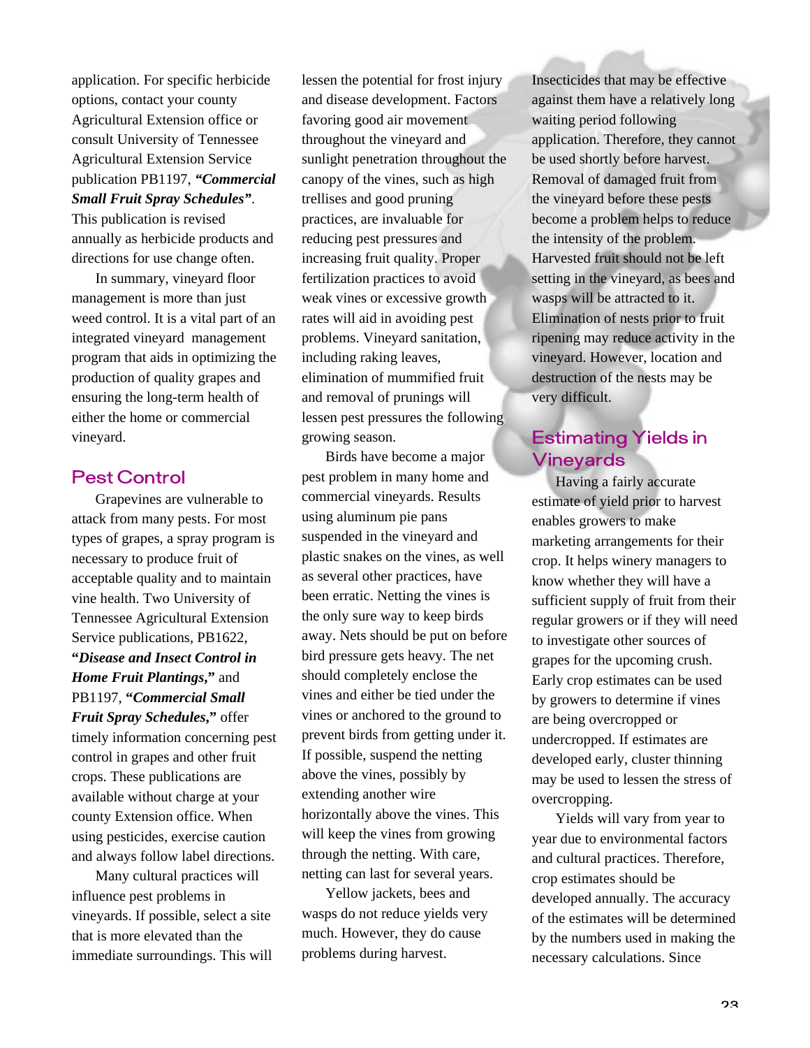application. For specific herbicide options, contact your county Agricultural Extension office or consult University of Tennessee Agricultural Extension Service publication PB1197, ***"Commercial Small Fruit Spray Schedules"***. This publication is revised annually as herbicide products and directions for use change often.

In summary, vineyard floor management is more than just weed control. It is a vital part of an integrated vineyard management program that aids in optimizing the production of quality grapes and ensuring the long-term health of either the home or commercial vineyard.

## Pest Control

Grapevines are vulnerable to attack from many pests. For most types of grapes, a spray program is necessary to produce fruit of acceptable quality and to maintain vine health. Two University of Tennessee Agricultural Extension Service publications, PB1622, ***"Disease and Insect Control in Home Fruit Plantings,"*** and PB1197, ***"Commercial Small Fruit Spray Schedules,"*** offer timely information concerning pest control in grapes and other fruit crops. These publications are available without charge at your county Extension office. When using pesticides, exercise caution and always follow label directions.

Many cultural practices will influence pest problems in vineyards. If possible, select a site that is more elevated than the immediate surroundings. This will lessen the potential for frost injury and disease development. Factors favoring good air movement throughout the vineyard and sunlight penetration throughout the canopy of the vines, such as high trellises and good pruning practices, are invaluable for reducing pest pressures and increasing fruit quality. Proper fertilization practices to avoid weak vines or excessive growth rates will aid in avoiding pest problems. Vineyard sanitation, including raking leaves, elimination of mummified fruit and removal of prunings will lessen pest pressures the following growing season.

Birds have become a major pest problem in many home and commercial vineyards. Results using aluminum pie pans suspended in the vineyard and plastic snakes on the vines, as well as several other practices, have been erratic. Netting the vines is the only sure way to keep birds away. Nets should be put on before bird pressure gets heavy. The net should completely enclose the vines and either be tied under the vines or anchored to the ground to prevent birds from getting under it. If possible, suspend the netting above the vines, possibly by extending another wire horizontally above the vines. This will keep the vines from growing through the netting. With care, netting can last for several years.

Yellow jackets, bees and wasps do not reduce yields very much. However, they do cause problems during harvest. Insecticides that may be effective against them have a relatively long waiting period following application. Therefore, they cannot be used shortly before harvest. Removal of damaged fruit from the vineyard before these pests become a problem helps to reduce the intensity of the problem. Harvested fruit should not be left setting in the vineyard, as bees and wasps will be attracted to it. Elimination of nests prior to fruit ripening may reduce activity in the vineyard. However, location and destruction of the nests may be very difficult.

## Estimating Yields in Vineyards

Having a fairly accurate estimate of yield prior to harvest enables growers to make marketing arrangements for their crop. It helps winery managers to know whether they will have a sufficient supply of fruit from their regular growers or if they will need to investigate other sources of grapes for the upcoming crush. Early crop estimates can be used by growers to determine if vines are being overcropped or undercropped. If estimates are developed early, cluster thinning may be used to lessen the stress of overcropping.

Yields will vary from year to year due to environmental factors and cultural practices. Therefore, crop estimates should be developed annually. The accuracy of the estimates will be determined by the numbers used in making the necessary calculations. Since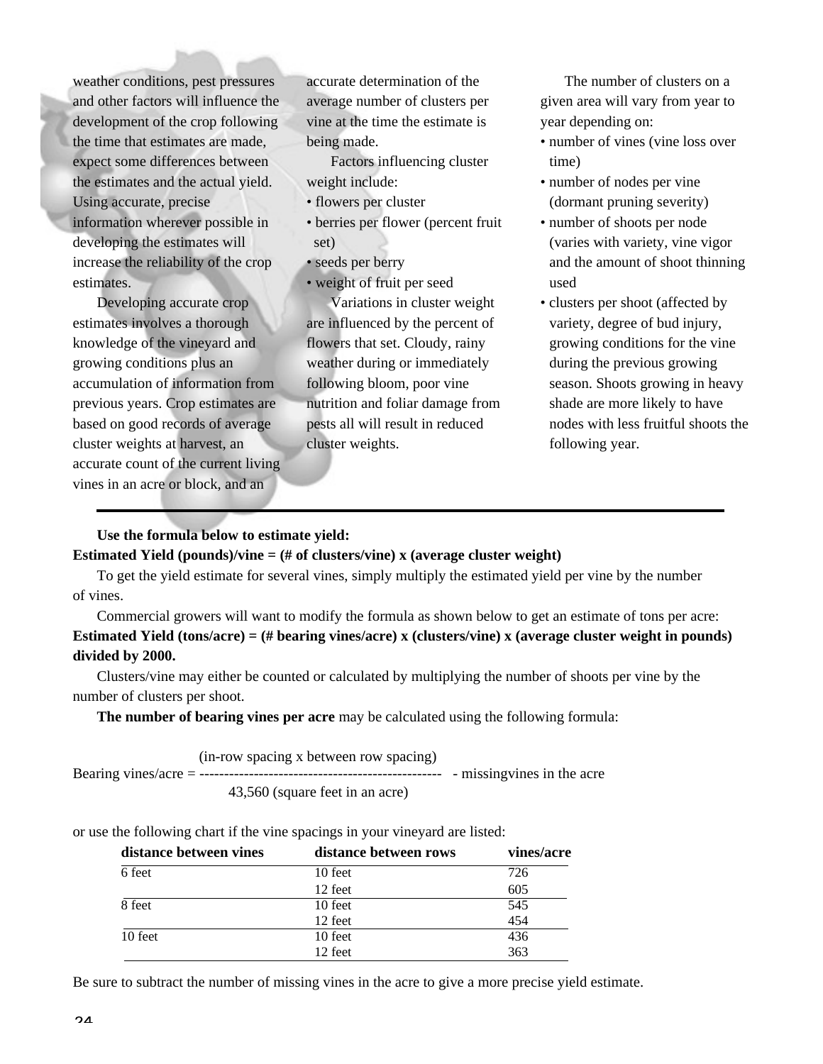weather conditions, pest pressures and other factors will influence the development of the crop following the time that estimates are made, expect some differences between the estimates and the actual yield. Using accurate, precise information wherever possible in developing the estimates will increase the reliability of the crop estimates.

Developing accurate crop estimates involves a thorough knowledge of the vineyard and growing conditions plus an accumulation of information from previous years. Crop estimates are based on good records of average cluster weights at harvest, an accurate count of the current living vines in an acre or block, and an accurate determination of the average number of clusters per vine at the time the estimate is being made.

Factors influencing cluster weight include:

- flowers per cluster
- berries per flower (percent fruit set)
- seeds per berry
- weight of fruit per seed

Variations in cluster weight are influenced by the percent of flowers that set. Cloudy, rainy weather during or immediately following bloom, poor vine nutrition and foliar damage from pests all will result in reduced cluster weights.

The number of clusters on a given area will vary from year to year depending on:

- number of vines (vine loss over time)
- number of nodes per vine (dormant pruning severity)
- number of shoots per node (varies with variety, vine vigor and the amount of shoot thinning used
- clusters per shoot (affected by variety, degree of bud injury, growing conditions for the vine during the previous growing season. Shoots growing in heavy shade are more likely to have nodes with less fruitful shoots the following year.

---

**Use the formula below to estimate yield:**

**Estimated Yield (pounds)/vine = (# of clusters/vine) x (average cluster weight)**

To get the yield estimate for several vines, simply multiply the estimated yield per vine by the number of vines.

Commercial growers will want to modify the formula as shown below to get an estimate of tons per acre:

**Estimated Yield (tons/acre) = (# bearing vines/acre) x (clusters/vine) x (average cluster weight in pounds) divided by 2000.**

Clusters/vine may either be counted or calculated by multiplying the number of shoots per vine by the number of clusters per shoot.

**The number of bearing vines per acre** may be calculated using the following formula:

$$\text{Bearing vines/acre} = \frac{\text{(in-row spacing x between row spacing)}}{\text{43,560 (square feet in an acre)}} - \text{missingvines in the acre}$$

or use the following chart if the vine spacings in your vineyard are listed:

| distance between vines | distance between rows | vines/acre |
|---|---|---|
| 6 feet | 10 feet | 726 |
| | 12 feet | 605 |
| 8 feet | 10 feet | 545 |
| | 12 feet | 454 |
| 10 feet | 10 feet | 436 |
| | 12 feet | 363 |

Be sure to subtract the number of missing vines in the acre to give a more precise yield estimate.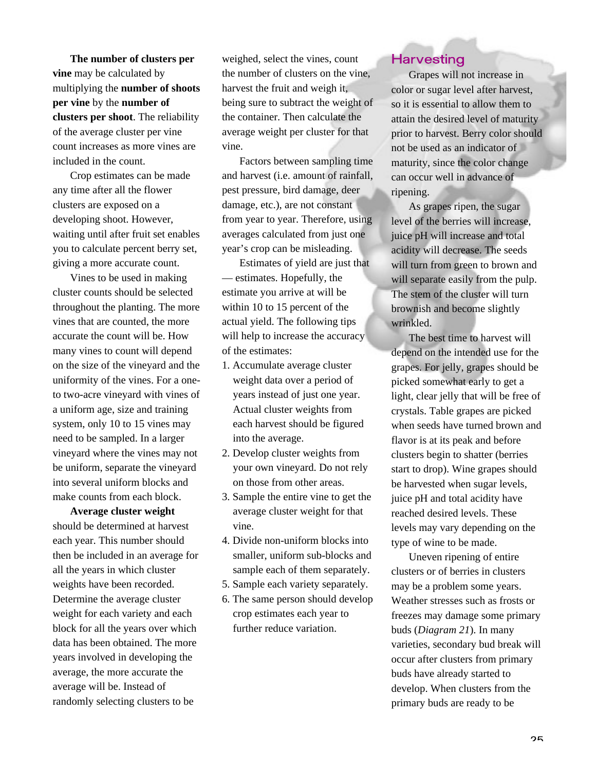**The number of clusters per vine** may be calculated by multiplying the **number of shoots per vine** by the **number of clusters per shoot**. The reliability of the average cluster per vine count increases as more vines are included in the count.

Crop estimates can be made any time after all the flower clusters are exposed on a developing shoot. However, waiting until after fruit set enables you to calculate percent berry set, giving a more accurate count.

Vines to be used in making cluster counts should be selected throughout the planting. The more vines that are counted, the more accurate the count will be. How many vines to count will depend on the size of the vineyard and the uniformity of the vines. For a one- to two-acre vineyard with vines of a uniform age, size and training system, only 10 to 15 vines may need to be sampled. In a larger vineyard where the vines may not be uniform, separate the vineyard into several uniform blocks and make counts from each block.

**Average cluster weight** should be determined at harvest each year. This number should then be included in an average for all the years in which cluster weights have been recorded. Determine the average cluster weight for each variety and each block for all the years over which data has been obtained. The more years involved in developing the average, the more accurate the average will be. Instead of randomly selecting clusters to be weighed, select the vines, count the number of clusters on the vine, harvest the fruit and weigh it, being sure to subtract the weight of the container. Then calculate the average weight per cluster for that vine.

Factors between sampling time and harvest (i.e. amount of rainfall, pest pressure, bird damage, deer damage, etc.), are not constant from year to year. Therefore, using averages calculated from just one year's crop can be misleading.

Estimates of yield are just that — estimates. Hopefully, the estimate you arrive at will be within 10 to 15 percent of the actual yield. The following tips will help to increase the accuracy of the estimates:

1. Accumulate average cluster weight data over a period of years instead of just one year. Actual cluster weights from each harvest should be figured into the average.
2. Develop cluster weights from your own vineyard. Do not rely on those from other areas.
3. Sample the entire vine to get the average cluster weight for that vine.
4. Divide non-uniform blocks into smaller, uniform sub-blocks and sample each of them separately.
5. Sample each variety separately.
6. The same person should develop crop estimates each year to further reduce variation.

## Harvesting

Grapes will not increase in color or sugar level after harvest, so it is essential to allow them to attain the desired level of maturity prior to harvest. Berry color should not be used as an indicator of maturity, since the color change can occur well in advance of ripening.

As grapes ripen, the sugar level of the berries will increase, juice pH will increase and total acidity will decrease. The seeds will turn from green to brown and will separate easily from the pulp. The stem of the cluster will turn brownish and become slightly wrinkled.

The best time to harvest will depend on the intended use for the grapes. For jelly, grapes should be picked somewhat early to get a light, clear jelly that will be free of crystals. Table grapes are picked when seeds have turned brown and flavor is at its peak and before clusters begin to shatter (berries start to drop). Wine grapes should be harvested when sugar levels, juice pH and total acidity have reached desired levels. These levels may vary depending on the type of wine to be made.

Uneven ripening of entire clusters or of berries in clusters may be a problem some years. Weather stresses such as frosts or freezes may damage some primary buds (*Diagram 21*). In many varieties, secondary bud break will occur after clusters from primary buds have already started to develop. When clusters from the primary buds are ready to be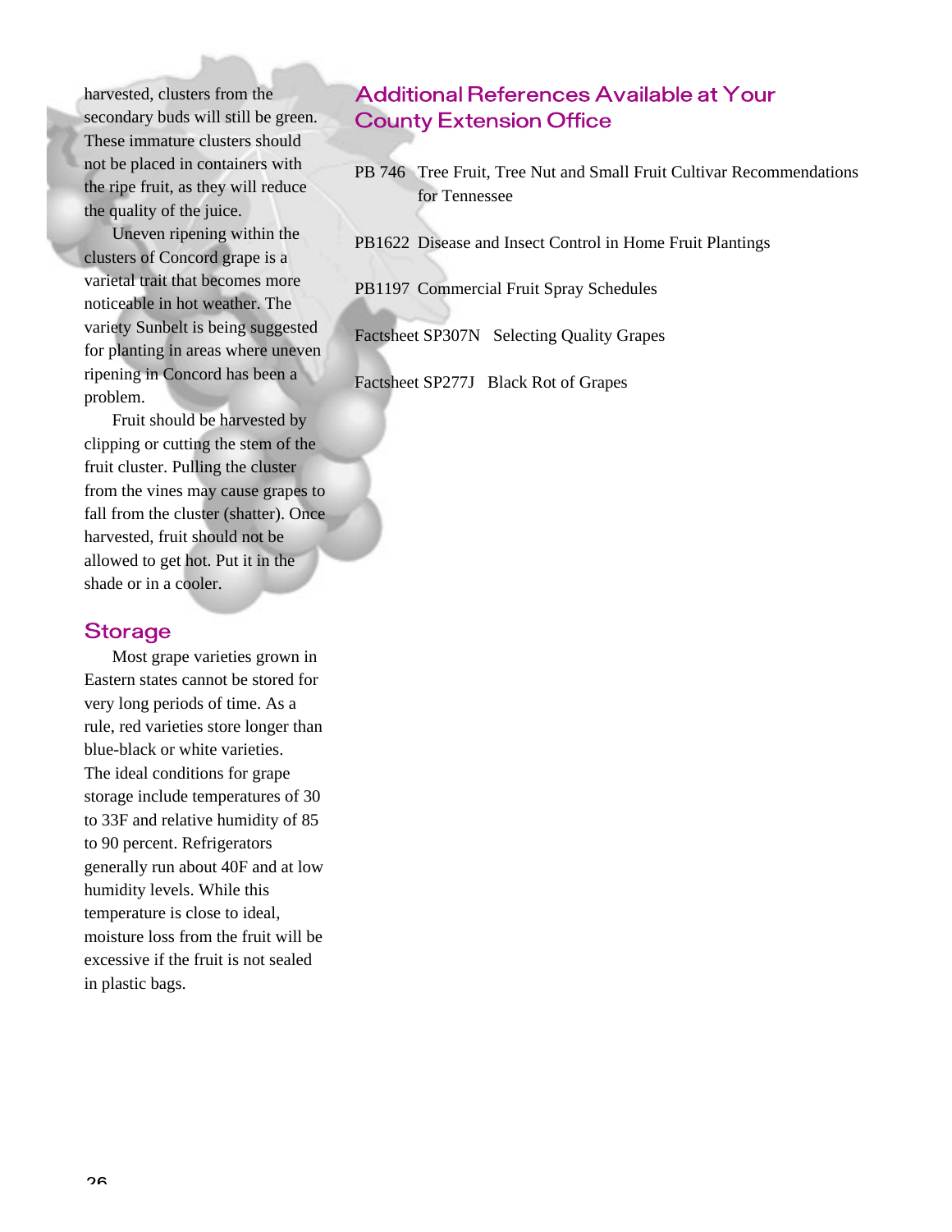harvested, clusters from the secondary buds will still be green. These immature clusters should not be placed in containers with the ripe fruit, as they will reduce the quality of the juice.

Uneven ripening within the clusters of Concord grape is a varietal trait that becomes more noticeable in hot weather. The variety Sunbelt is being suggested for planting in areas where uneven ripening in Concord has been a problem.

Fruit should be harvested by clipping or cutting the stem of the fruit cluster. Pulling the cluster from the vines may cause grapes to fall from the cluster (shatter). Once harvested, fruit should not be allowed to get hot. Put it in the shade or in a cooler.

## Storage

Most grape varieties grown in Eastern states cannot be stored for very long periods of time. As a rule, red varieties store longer than blue-black or white varieties. The ideal conditions for grape storage include temperatures of 30 to 33F and relative humidity of 85 to 90 percent. Refrigerators generally run about 40F and at low humidity levels. While this temperature is close to ideal, moisture loss from the fruit will be excessive if the fruit is not sealed in plastic bags.

## Additional References Available at Your County Extension Office

PB 746 Tree Fruit, Tree Nut and Small Fruit Cultivar Recommendations for Tennessee

PB1622 Disease and Insect Control in Home Fruit Plantings

PB1197 Commercial Fruit Spray Schedules

Factsheet SP307N Selecting Quality Grapes

Factsheet SP277J Black Rot of Grapes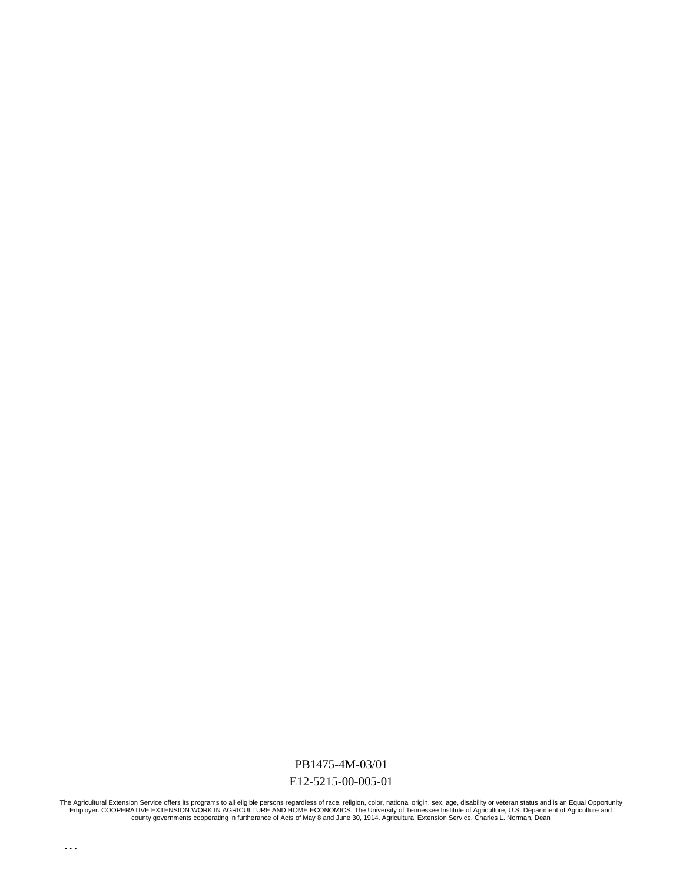PB1475-4M-03/01

E12-5215-00-005-01

The Agricultural Extension Service offers its programs to all eligible persons regardless of race, religion, color, national origin, sex, age, disability or veteran status and is an Equal Opportunity Employer. COOPERATIVE EXTENSION WORK IN AGRICULTURE AND HOME ECONOMICS. The University of Tennessee Institute of Agriculture, U.S. Department of Agriculture and county governments cooperating in furtherance of Acts of May 8 and June 30, 1914. Agricultural Extension Service, Charles L. Norman, Dean